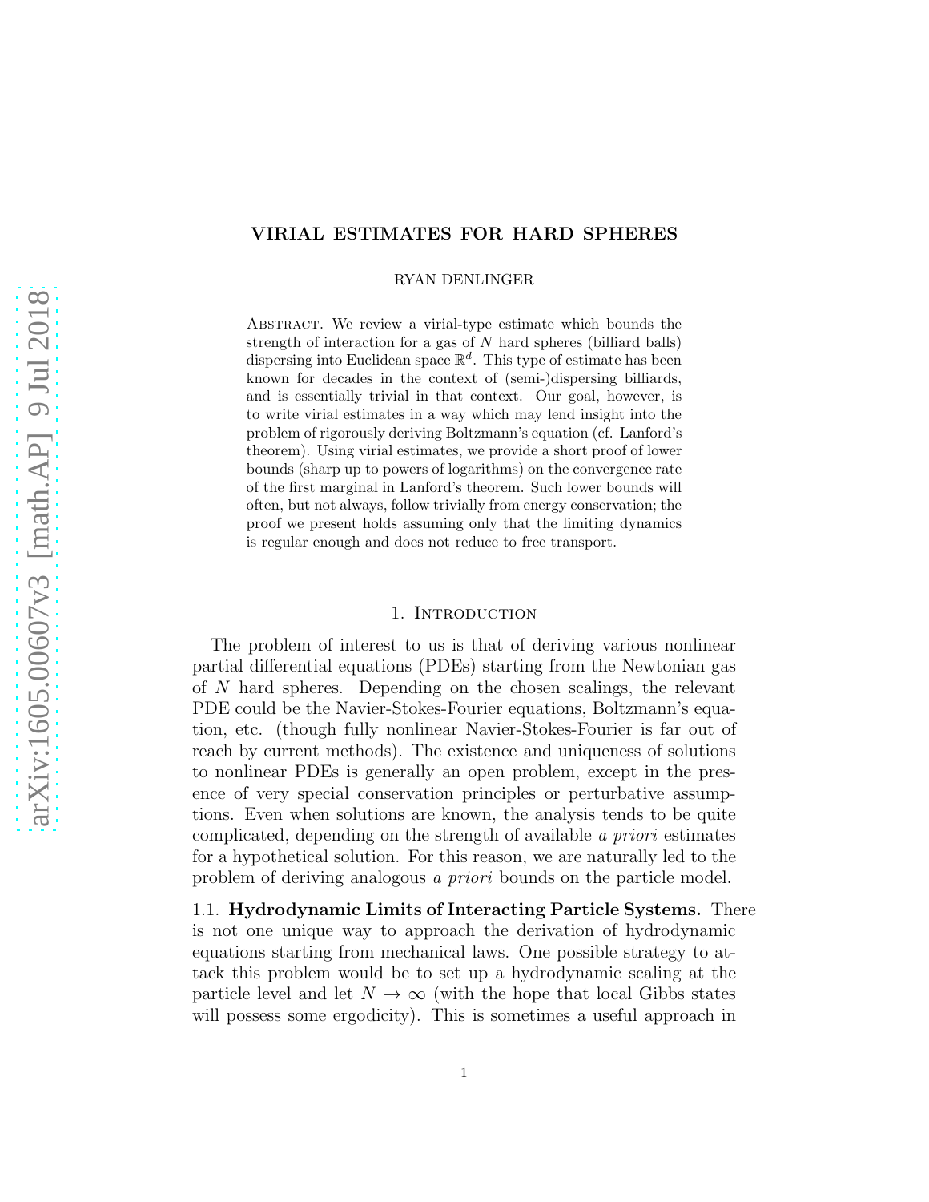# VIRIAL ESTIMATES FOR HARD SPHERES

RYAN DENLINGER

ABSTRACT. We review a virial-type estimate which bounds the strength of interaction for a gas of $N$ hard spheres (billiard balls) dispersing into Euclidean space $\mathbb{R}^d$. This type of estimate has been known for decades in the context of (semi-)dispersing billiards, and is essentially trivial in that context. Our goal, however, is to write virial estimates in a way which may lend insight into the problem of rigorously deriving Boltzmann's equation (cf. Lanford's theorem). Using virial estimates, we provide a short proof of lower bounds (sharp up to powers of logarithms) on the convergence rate of the first marginal in Lanford's theorem. Such lower bounds will often, but not always, follow trivially from energy conservation; the proof we present holds assuming only that the limiting dynamics is regular enough and does not reduce to free transport.

## 1. Introduction

The problem of interest to us is that of deriving various nonlinear partial differential equations (PDEs) starting from the Newtonian gas of $N$ hard spheres. Depending on the chosen scalings, the relevant PDE could be the Navier-Stokes-Fourier equations, Boltzmann's equation, etc. (though fully nonlinear Navier-Stokes-Fourier is far out of reach by current methods). The existence and uniqueness of solutions to nonlinear PDEs is generally an open problem, except in the presence of very special conservation principles or perturbative assumptions. Even when solutions are known, the analysis tends to be quite complicated, depending on the strength of available *a priori* estimates for a hypothetical solution. For this reason, we are naturally led to the problem of deriving analogous *a priori* bounds on the particle model.

### 1.1. Hydrodynamic Limits of Interacting Particle Systems.

There is not one unique way to approach the derivation of hydrodynamic equations starting from mechanical laws. One possible strategy to attack this problem would be to set up a hydrodynamic scaling at the particle level and let $N \to \infty$ (with the hope that local Gibbs states will possess some ergodicity). This is sometimes a useful approach in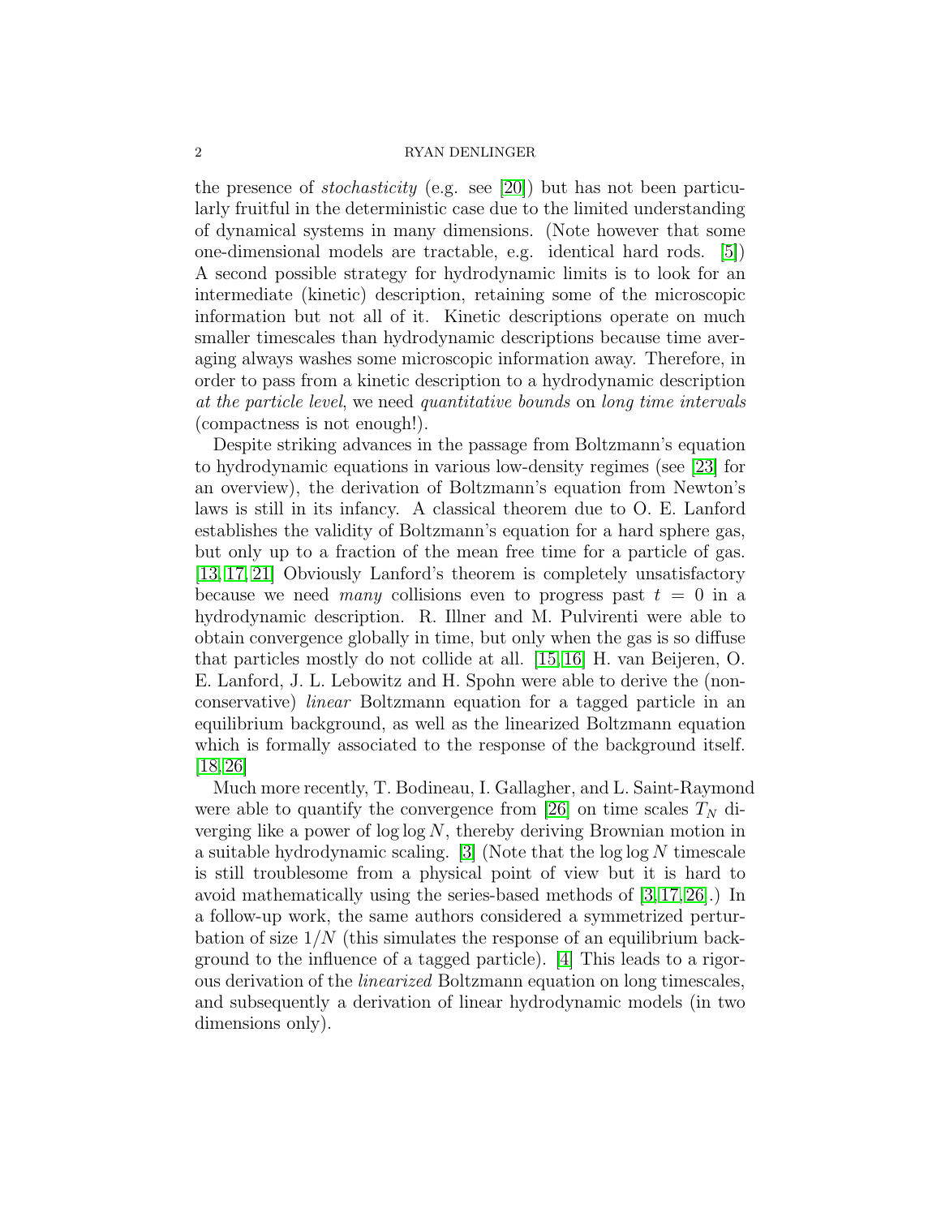the presence of *stochasticity* (e.g. see [20]) but has not been particularly fruitful in the deterministic case due to the limited understanding of dynamical systems in many dimensions. (Note however that some one-dimensional models are tractable, e.g. identical hard rods. [5]) A second possible strategy for hydrodynamic limits is to look for an intermediate (kinetic) description, retaining some of the microscopic information but not all of it. Kinetic descriptions operate on much smaller timescales than hydrodynamic descriptions because time averaging always washes some microscopic information away. Therefore, in order to pass from a kinetic description to a hydrodynamic description *at the particle level*, we need *quantitative bounds* on *long time intervals* (compactness is not enough!).

Despite striking advances in the passage from Boltzmann's equation to hydrodynamic equations in various low-density regimes (see [23] for an overview), the derivation of Boltzmann's equation from Newton's laws is still in its infancy. A classical theorem due to O. E. Lanford establishes the validity of Boltzmann's equation for a hard sphere gas, but only up to a fraction of the mean free time for a particle of gas. [13, 17, 21] Obviously Lanford's theorem is completely unsatisfactory because we need *many* collisions even to progress past $t = 0$ in a hydrodynamic description. R. Illner and M. Pulvirenti were able to obtain convergence globally in time, but only when the gas is so diffuse that particles mostly do not collide at all. [15, 16] H. van Beijeren, O. E. Lanford, J. L. Lebowitz and H. Spohn were able to derive the (nonconservative) *linear* Boltzmann equation for a tagged particle in an equilibrium background, as well as the linearized Boltzmann equation which is formally associated to the response of the background itself. [18, 26]

Much more recently, T. Bodineau, I. Gallagher, and L. Saint-Raymond were able to quantify the convergence from [26] on time scales $T_N$ diverging like a power of $\log \log N$, thereby deriving Brownian motion in a suitable hydrodynamic scaling. [3] (Note that the $\log \log N$ timescale is still troublesome from a physical point of view but it is hard to avoid mathematically using the series-based methods of [3, 17, 26].) In a follow-up work, the same authors considered a symmetrized perturbation of size $1/N$ (this simulates the response of an equilibrium background to the influence of a tagged particle). [4] This leads to a rigorous derivation of the *linearized* Boltzmann equation on long timescales, and subsequently a derivation of linear hydrodynamic models (in two dimensions only).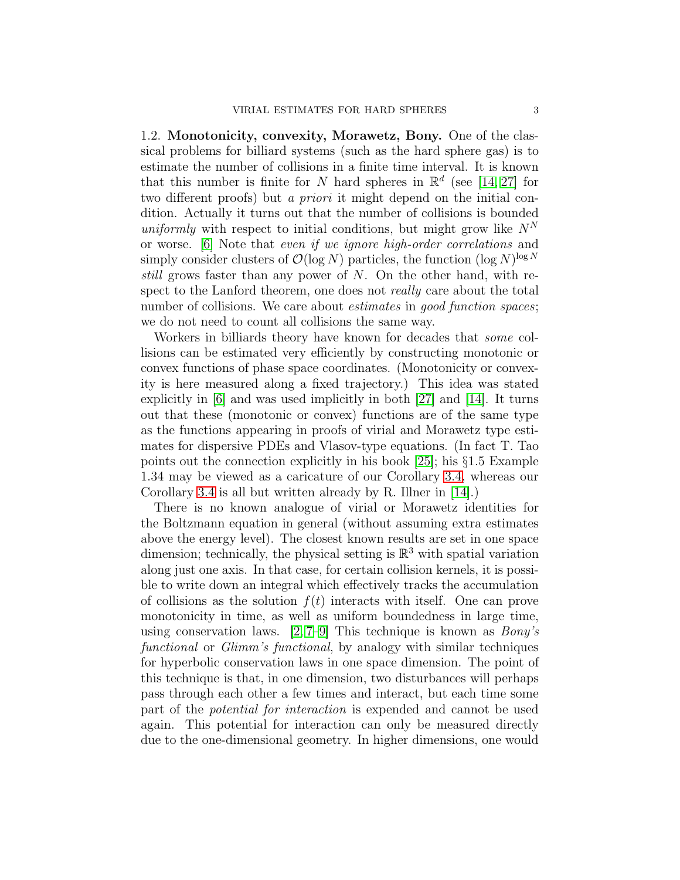1.2. **Monotonicity, convexity, Morawetz, Bony.** One of the classical problems for billiard systems (such as the hard sphere gas) is to estimate the number of collisions in a finite time interval. It is known that this number is finite for $N$ hard spheres in $\mathbb{R}^d$ (see [14, 27] for two different proofs) but *a priori* it might depend on the initial condition. Actually it turns out that the number of collisions is bounded *uniformly* with respect to initial conditions, but might grow like $N^N$ or worse. [6] Note that *even if we ignore high-order correlations* and simply consider clusters of $\mathcal{O}(\log N)$ particles, the function $(\log N)^{\log N}$ *still* grows faster than any power of $N$. On the other hand, with respect to the Lanford theorem, one does not *really* care about the total number of collisions. We care about *estimates* in *good function spaces*; we do not need to count all collisions the same way.

Workers in billiards theory have known for decades that *some* collisions can be estimated very efficiently by constructing monotonic or convex functions of phase space coordinates. (Monotonicity or convexity is here measured along a fixed trajectory.) This idea was stated explicitly in [6] and was used implicitly in both [27] and [14]. It turns out that these (monotonic or convex) functions are of the same type as the functions appearing in proofs of virial and Morawetz type estimates for dispersive PDEs and Vlasov-type equations. (In fact T. Tao points out the connection explicitly in his book [25]; his §1.5 Example 1.34 may be viewed as a caricature of our Corollary 3.4, whereas our Corollary 3.4 is all but written already by R. Illner in [14].)

There is no known analogue of virial or Morawetz identities for the Boltzmann equation in general (without assuming extra estimates above the energy level). The closest known results are set in one space dimension; technically, the physical setting is $\mathbb{R}^3$ with spatial variation along just one axis. In that case, for certain collision kernels, it is possible to write down an integral which effectively tracks the accumulation of collisions as the solution $f(t)$ interacts with itself. One can prove monotonicity in time, as well as uniform boundedness in large time, using conservation laws. [2, 7–9] This technique is known as *Bony's functional* or *Glimm's functional*, by analogy with similar techniques for hyperbolic conservation laws in one space dimension. The point of this technique is that, in one dimension, two disturbances will perhaps pass through each other a few times and interact, but each time some part of the *potential for interaction* is expended and cannot be used again. This potential for interaction can only be measured directly due to the one-dimensional geometry. In higher dimensions, one would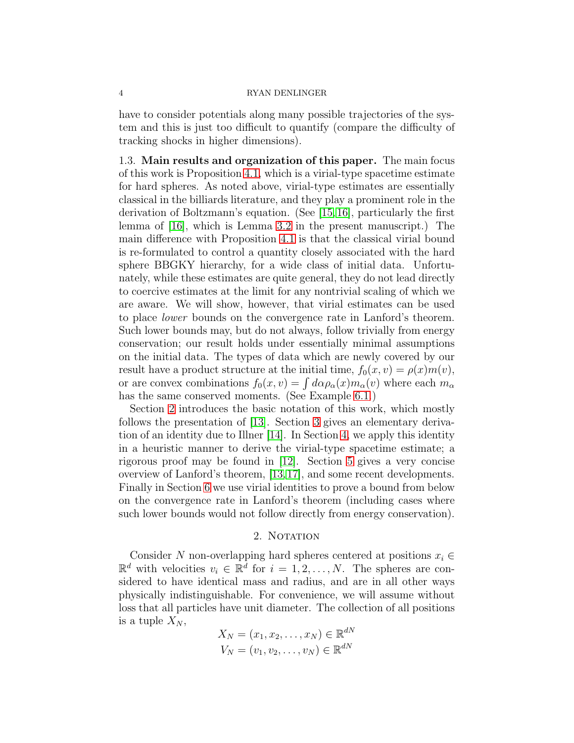have to consider potentials along many possible trajectories of the system and this is just too difficult to quantify (compare the difficulty of tracking shocks in higher dimensions).

### 1.3. Main results and organization of this paper.

The main focus of this work is Proposition 4.1, which is a virial-type spacetime estimate for hard spheres. As noted above, virial-type estimates are essentially classical in the billiards literature, and they play a prominent role in the derivation of Boltzmann's equation. (See [15, 16], particularly the first lemma of [16], which is Lemma 3.2 in the present manuscript.) The main difference with Proposition 4.1 is that the classical virial bound is re-formulated to control a quantity closely associated with the hard sphere BBGKY hierarchy, for a wide class of initial data. Unfortunately, while these estimates are quite general, they do not lead directly to coercive estimates at the limit for any nontrivial scaling of which we are aware. We will show, however, that virial estimates can be used to place *lower* bounds on the convergence rate in Lanford's theorem. Such lower bounds may, but do not always, follow trivially from energy conservation; our result holds under essentially minimal assumptions on the initial data. The types of data which are newly covered by our result have a product structure at the initial time, $f_0(x, v) = \rho(x)m(v)$, or are convex combinations $f_0(x, v) = \int d\alpha \rho_\alpha(x)m_\alpha(v)$ where each $m_\alpha$ has the same conserved moments. (See Example 6.1.)

Section 2 introduces the basic notation of this work, which mostly follows the presentation of [13]. Section 3 gives an elementary derivation of an identity due to Illner [14]. In Section 4, we apply this identity in a heuristic manner to derive the virial-type spacetime estimate; a rigorous proof may be found in [12]. Section 5 gives a very concise overview of Lanford's theorem, [13, 17], and some recent developments. Finally in Section 6 we use virial identities to prove a bound from below on the convergence rate in Lanford's theorem (including cases where such lower bounds would not follow directly from energy conservation).

## 2. Notation

Consider $N$ non-overlapping hard spheres centered at positions $x_i \in \mathbb{R}^d$ with velocities $v_i \in \mathbb{R}^d$ for $i = 1, 2, \dots, N$. The spheres are considered to have identical mass and radius, and are in all other ways physically indistinguishable. For convenience, we will assume without loss that all particles have unit diameter. The collection of all positions is a tuple $X_N$,

$$X_N = (x_1, x_2, \dots, x_N) \in \mathbb{R}^{dN}$$
$$V_N = (v_1, v_2, \dots, v_N) \in \mathbb{R}^{dN}$$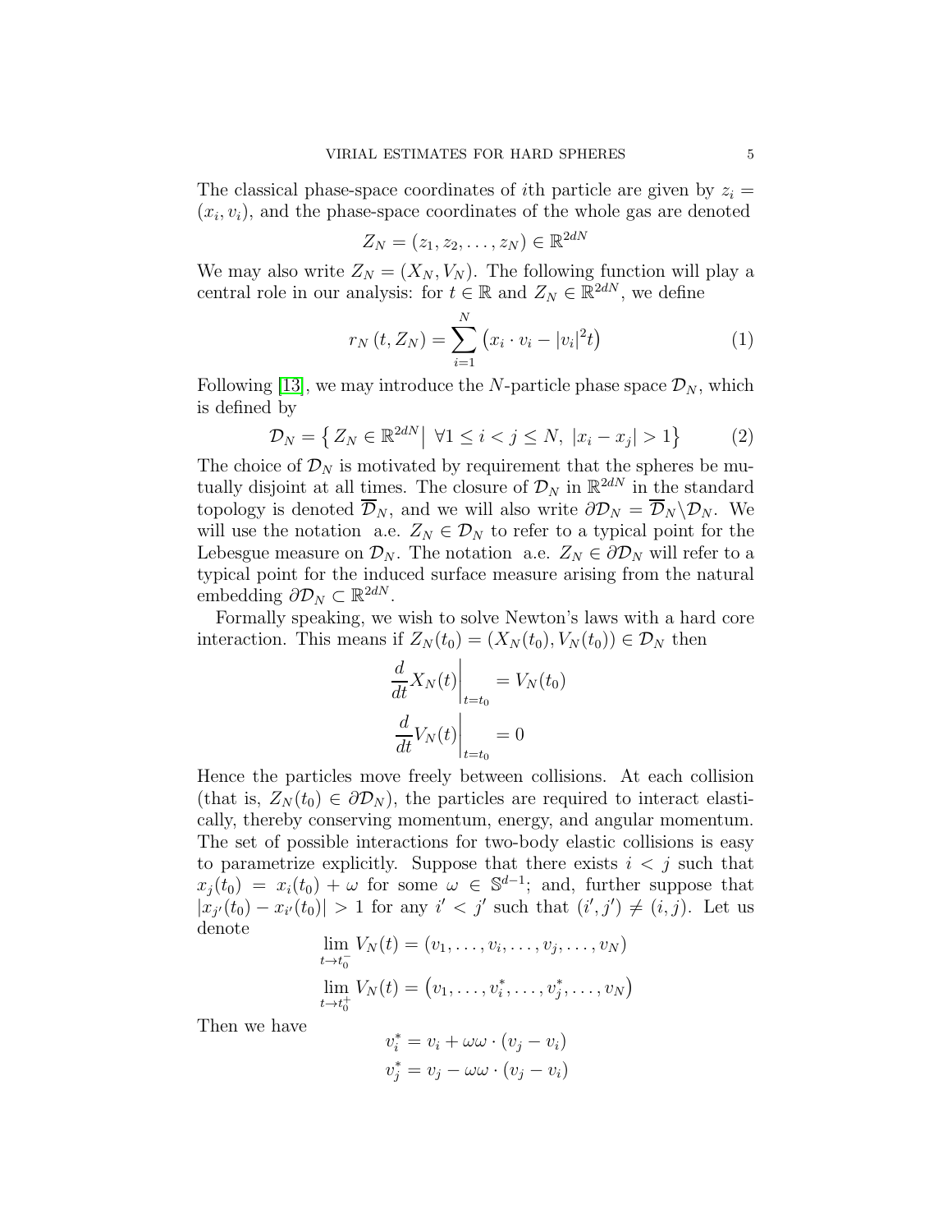The classical phase-space coordinates of $i$th particle are given by $z_i = (x_i, v_i)$, and the phase-space coordinates of the whole gas are denoted

$$Z_N = (z_1, z_2, \ldots, z_N) \in \mathbb{R}^{2dN}$$

We may also write $Z_N = (X_N, V_N)$. The following function will play a central role in our analysis: for $t \in \mathbb{R}$ and $Z_N \in \mathbb{R}^{2dN}$, we define

$$r_N(t, Z_N) = \sum_{i=1}^{N} \left( x_i \cdot v_i - |v_i|^2 t \right) \tag{1}$$

Following [13], we may introduce the $N$-particle phase space $\mathcal{D}_N$, which is defined by

$$\mathcal{D}_N = \left\{ Z_N \in \mathbb{R}^{2dN} \middle| \; \forall 1 \leq i < j \leq N, \; |x_i - x_j| > 1 \right\} \tag{2}$$

The choice of $\mathcal{D}_N$ is motivated by requirement that the spheres be mutually disjoint at all times. The closure of $\mathcal{D}_N$ in $\mathbb{R}^{2dN}$ in the standard topology is denoted $\overline{\mathcal{D}}_N$, and we will also write $\partial \mathcal{D}_N = \overline{\mathcal{D}}_N \backslash \mathcal{D}_N$. We will use the notation a.e. $Z_N \in \mathcal{D}_N$ to refer to a typical point for the Lebesgue measure on $\mathcal{D}_N$. The notation a.e. $Z_N \in \partial \mathcal{D}_N$ will refer to a typical point for the induced surface measure arising from the natural embedding $\partial \mathcal{D}_N \subset \mathbb{R}^{2dN}$.

Formally speaking, we wish to solve Newton's laws with a hard core interaction. This means if $Z_N(t_0) = (X_N(t_0), V_N(t_0)) \in \mathcal{D}_N$ then

$$\left. \frac{d}{dt} X_N(t) \right|_{t=t_0} = V_N(t_0)$$

$$\left. \frac{d}{dt} V_N(t) \right|_{t=t_0} = 0$$

Hence the particles move freely between collisions. At each collision (that is, $Z_N(t_0) \in \partial \mathcal{D}_N$), the particles are required to interact elastically, thereby conserving momentum, energy, and angular momentum. The set of possible interactions for two-body elastic collisions is easy to parametrize explicitly. Suppose that there exists $i < j$ such that $x_j(t_0) = x_i(t_0) + \omega$ for some $\omega \in \mathbb{S}^{d-1}$; and, further suppose that $|x_{j'}(t_0) - x_{i'}(t_0)| > 1$ for any $i' < j'$ such that $(i', j') \neq (i, j)$. Let us denote

$$\lim_{t \to t_0^-} V_N(t) = (v_1, \ldots, v_i, \ldots, v_j, \ldots, v_N)$$

$$\lim_{t \to t_0^+} V_N(t) = \left(v_1, \ldots, v_i^*, \ldots, v_j^*, \ldots, v_N\right)$$

Then we have

$$v_i^* = v_i + \omega\omega \cdot (v_j - v_i)$$

$$v_j^* = v_j - \omega\omega \cdot (v_j - v_i)$$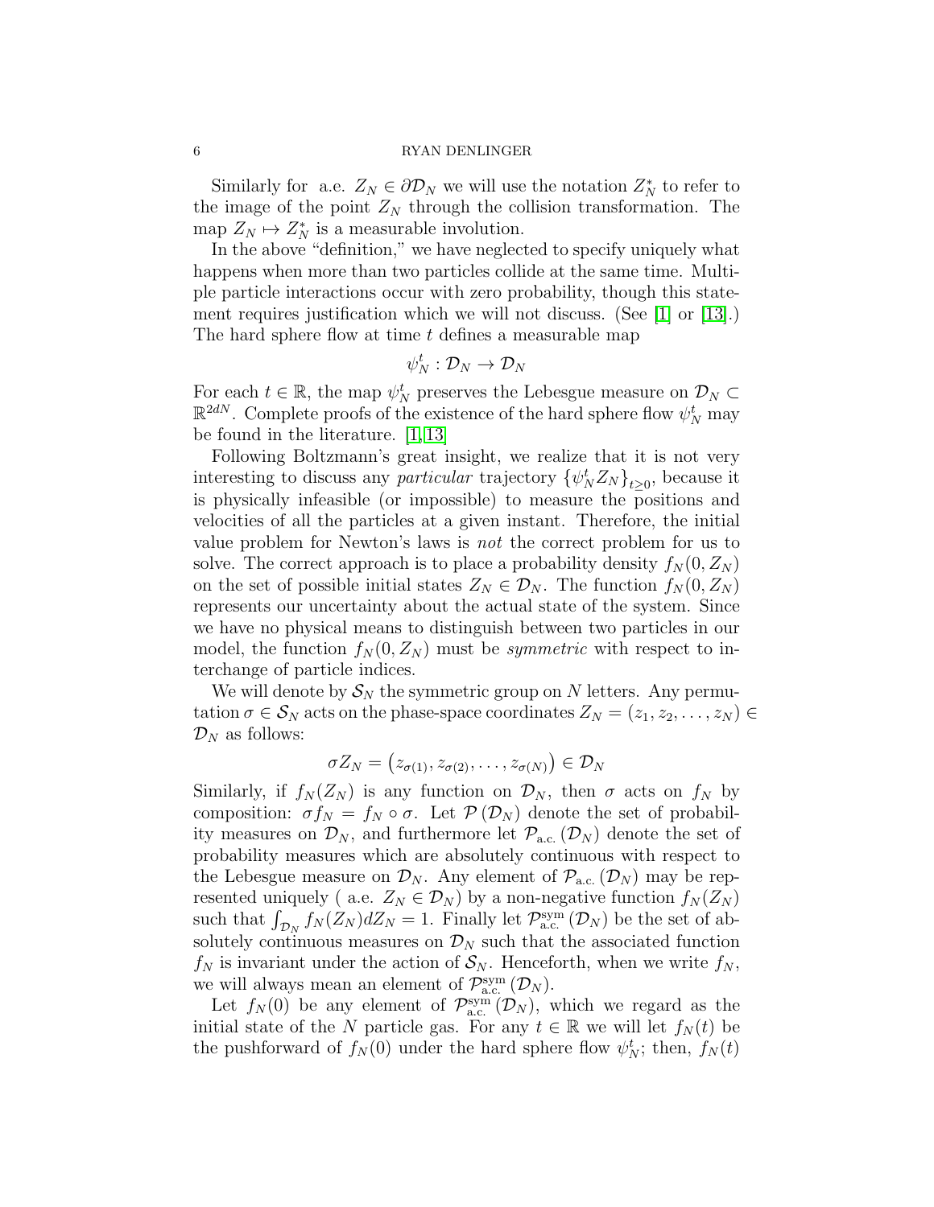Similarly for a.e. $Z_N \in \partial\mathcal{D}_N$ we will use the notation $Z_N^*$ to refer to the image of the point $Z_N$ through the collision transformation. The map $Z_N \mapsto Z_N^*$ is a measurable involution.

In the above "definition," we have neglected to specify uniquely what happens when more than two particles collide at the same time. Multiple particle interactions occur with zero probability, though this statement requires justification which we will not discuss. (See [1] or [13].) The hard sphere flow at time $t$ defines a measurable map

$$\psi_N^t : \mathcal{D}_N \to \mathcal{D}_N$$

For each $t \in \mathbb{R}$, the map $\psi_N^t$ preserves the Lebesgue measure on $\mathcal{D}_N \subset \mathbb{R}^{2dN}$. Complete proofs of the existence of the hard sphere flow $\psi_N^t$ may be found in the literature. [1, 13]

Following Boltzmann's great insight, we realize that it is not very interesting to discuss any *particular* trajectory $\{\psi_N^t Z_N\}_{t\geq 0}$, because it is physically infeasible (or impossible) to measure the positions and velocities of all the particles at a given instant. Therefore, the initial value problem for Newton's laws is *not* the correct problem for us to solve. The correct approach is to place a probability density $f_N(0, Z_N)$ on the set of possible initial states $Z_N \in \mathcal{D}_N$. The function $f_N(0, Z_N)$ represents our uncertainty about the actual state of the system. Since we have no physical means to distinguish between two particles in our model, the function $f_N(0, Z_N)$ must be *symmetric* with respect to interchange of particle indices.

We will denote by $\mathcal{S}_N$ the symmetric group on $N$ letters. Any permutation $\sigma \in \mathcal{S}_N$ acts on the phase-space coordinates $Z_N = (z_1, z_2, \ldots, z_N) \in \mathcal{D}_N$ as follows:

$$\sigma Z_N = \left(z_{\sigma(1)}, z_{\sigma(2)}, \ldots, z_{\sigma(N)}\right) \in \mathcal{D}_N$$

Similarly, if $f_N(Z_N)$ is any function on $\mathcal{D}_N$, then $\sigma$ acts on $f_N$ by composition: $\sigma f_N = f_N \circ \sigma$. Let $\mathcal{P}(\mathcal{D}_N)$ denote the set of probability measures on $\mathcal{D}_N$, and furthermore let $\mathcal{P}_{\text{a.c.}}(\mathcal{D}_N)$ denote the set of probability measures which are absolutely continuous with respect to the Lebesgue measure on $\mathcal{D}_N$. Any element of $\mathcal{P}_{\text{a.c.}}(\mathcal{D}_N)$ may be represented uniquely ( a.e. $Z_N \in \mathcal{D}_N$) by a non-negative function $f_N(Z_N)$ such that $\int_{\mathcal{D}_N} f_N(Z_N) dZ_N = 1$. Finally let $\mathcal{P}_{\text{a.c.}}^{\text{sym}}(\mathcal{D}_N)$ be the set of absolutely continuous measures on $\mathcal{D}_N$ such that the associated function $f_N$ is invariant under the action of $\mathcal{S}_N$. Henceforth, when we write $f_N$, we will always mean an element of $\mathcal{P}_{\text{a.c.}}^{\text{sym}}(\mathcal{D}_N)$.

Let $f_N(0)$ be any element of $\mathcal{P}_{\text{a.c.}}^{\text{sym}}(\mathcal{D}_N)$, which we regard as the initial state of the $N$ particle gas. For any $t \in \mathbb{R}$ we will let $f_N(t)$ be the pushforward of $f_N(0)$ under the hard sphere flow $\psi_N^t$; then, $f_N(t)$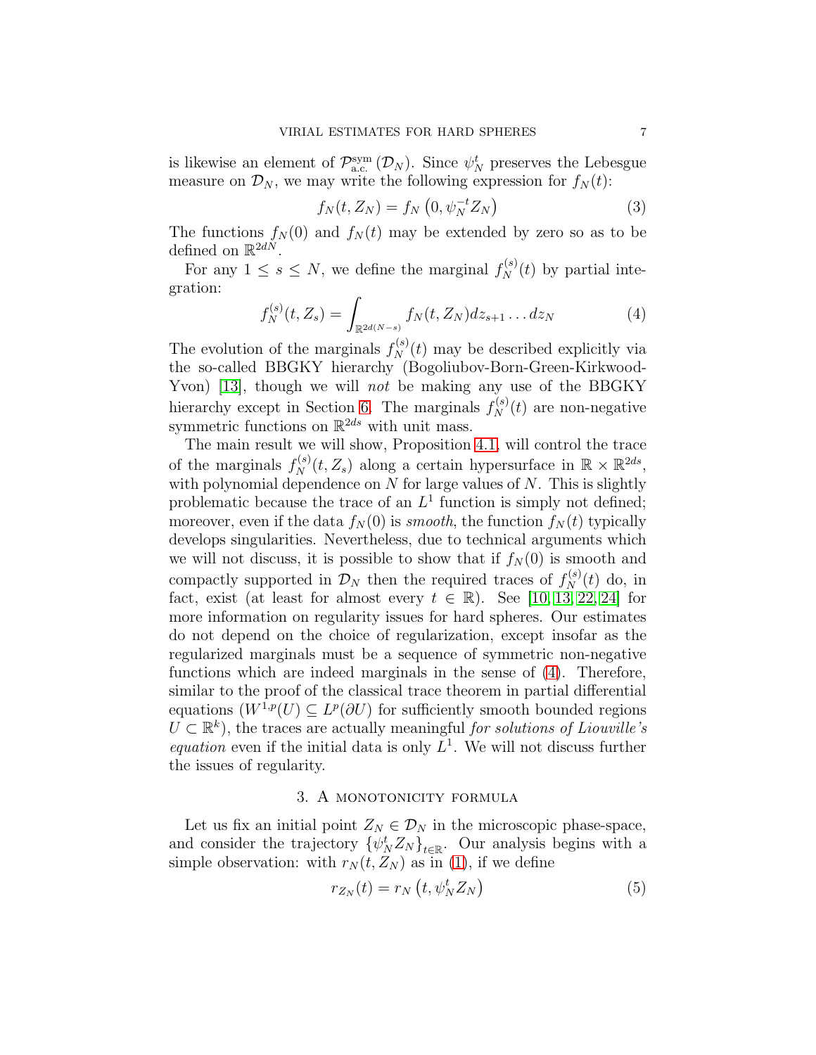is likewise an element of $\mathcal{P}^{\mathrm{sym}}_{\mathrm{a.c.}}(\mathcal{D}_N)$. Since $\psi_N^t$ preserves the Lebesgue measure on $\mathcal{D}_N$, we may write the following expression for $f_N(t)$:

$$f_N(t, Z_N) = f_N\left(0, \psi_N^{-t} Z_N\right) \tag{3}$$

The functions $f_N(0)$ and $f_N(t)$ may be extended by zero so as to be defined on $\mathbb{R}^{2dN}$.

For any $1 \leq s \leq N$, we define the marginal $f_N^{(s)}(t)$ by partial integration:

$$f_N^{(s)}(t, Z_s) = \int_{\mathbb{R}^{2d(N-s)}} f_N(t, Z_N) dz_{s+1} \dots dz_N \tag{4}$$

The evolution of the marginals $f_N^{(s)}(t)$ may be described explicitly via the so-called BBGKY hierarchy (Bogoliubov-Born-Green-Kirkwood-Yvon) [13], though we will *not* be making any use of the BBGKY hierarchy except in Section 6. The marginals $f_N^{(s)}(t)$ are non-negative symmetric functions on $\mathbb{R}^{2ds}$ with unit mass.

The main result we will show, Proposition 4.1, will control the trace of the marginals $f_N^{(s)}(t, Z_s)$ along a certain hypersurface in $\mathbb{R} \times \mathbb{R}^{2ds}$, with polynomial dependence on $N$ for large values of $N$. This is slightly problematic because the trace of an $L^1$ function is simply not defined; moreover, even if the data $f_N(0)$ is *smooth*, the function $f_N(t)$ typically develops singularities. Nevertheless, due to technical arguments which we will not discuss, it is possible to show that if $f_N(0)$ is smooth and compactly supported in $\mathcal{D}_N$ then the required traces of $f_N^{(s)}(t)$ do, in fact, exist (at least for almost every $t \in \mathbb{R}$). See [10, 13, 22, 24] for more information on regularity issues for hard spheres. Our estimates do not depend on the choice of regularization, except insofar as the regularized marginals must be a sequence of symmetric non-negative functions which are indeed marginals in the sense of (4). Therefore, similar to the proof of the classical trace theorem in partial differential equations ($W^{1,p}(U) \subseteq L^p(\partial U)$ for sufficiently smooth bounded regions $U \subset \mathbb{R}^k$), the traces are actually meaningful *for solutions of Liouville's equation* even if the initial data is only $L^1$. We will not discuss further the issues of regularity.

## 3. A monotonicity formula

Let us fix an initial point $Z_N \in \mathcal{D}_N$ in the microscopic phase-space, and consider the trajectory $\{\psi_N^t Z_N\}_{t\in\mathbb{R}}$. Our analysis begins with a simple observation: with $r_N(t, Z_N)$ as in (1), if we define

$$r_{Z_N}(t) = r_N\left(t, \psi_N^t Z_N\right) \tag{5}$$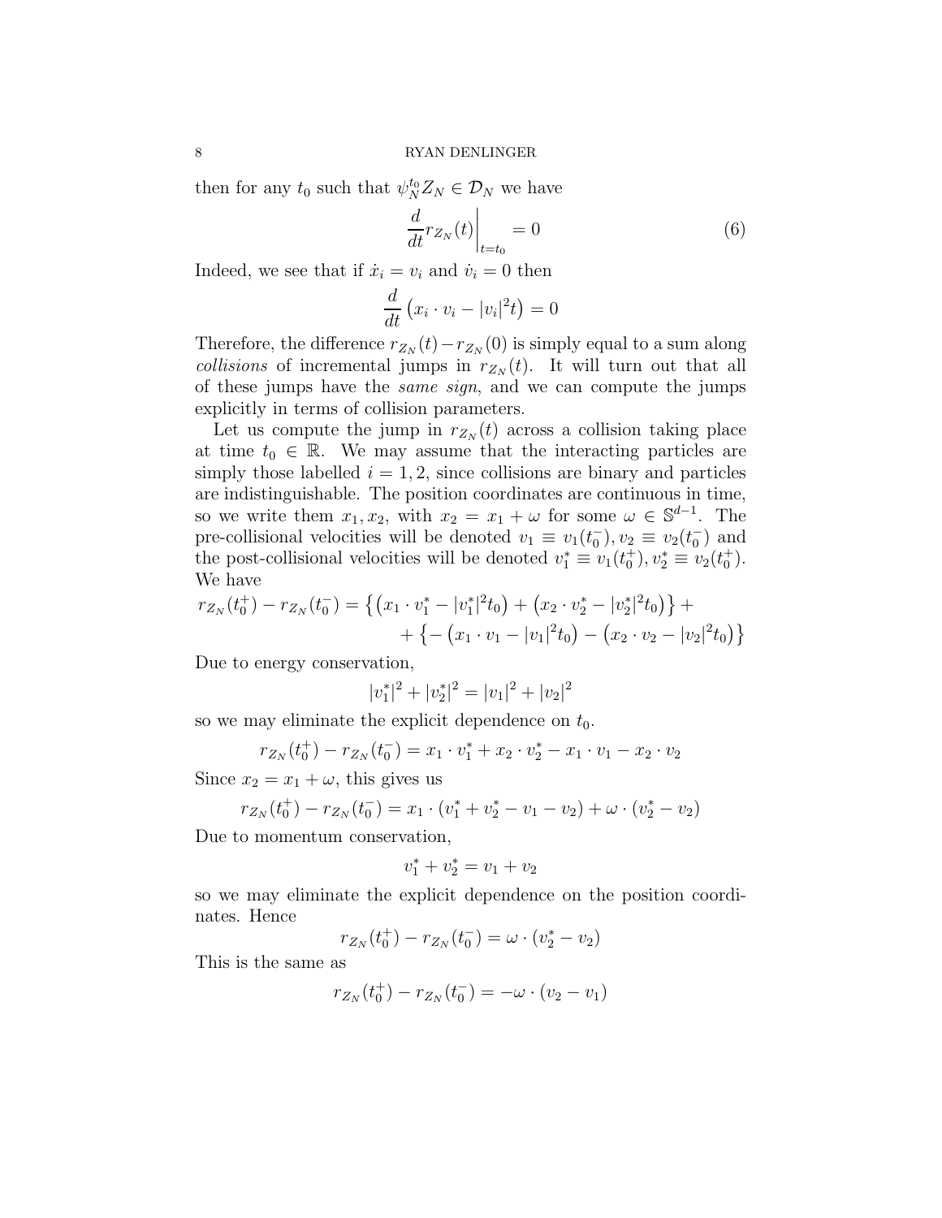then for any $t_0$ such that $\psi_N^{t_0} Z_N \in \mathcal{D}_N$ we have

$$\left. \frac{d}{dt} r_{Z_N}(t) \right|_{t=t_0} = 0 \tag{6}$$

Indeed, we see that if $\dot{x}_i = v_i$ and $\dot{v}_i = 0$ then

$$\frac{d}{dt}\left( x_i \cdot v_i - |v_i|^2 t \right) = 0$$

Therefore, the difference $r_{Z_N}(t) - r_{Z_N}(0)$ is simply equal to a sum along *collisions* of incremental jumps in $r_{Z_N}(t)$. It will turn out that all of these jumps have the *same sign*, and we can compute the jumps explicitly in terms of collision parameters.

Let us compute the jump in $r_{Z_N}(t)$ across a collision taking place at time $t_0 \in \mathbb{R}$. We may assume that the interacting particles are simply those labelled $i = 1, 2$, since collisions are binary and particles are indistinguishable. The position coordinates are continuous in time, so we write them $x_1, x_2$, with $x_2 = x_1 + \omega$ for some $\omega \in \mathbb{S}^{d-1}$. The pre-collisional velocities will be denoted $v_1 \equiv v_1(t_0^-), v_2 \equiv v_2(t_0^-)$ and the post-collisional velocities will be denoted $v_1^* \equiv v_1(t_0^+), v_2^* \equiv v_2(t_0^+)$. We have

$$\begin{aligned} r_{Z_N}(t_0^+) - r_{Z_N}(t_0^-) = \left\{ \left( x_1 \cdot v_1^* - |v_1^*|^2 t_0 \right) + \left( x_2 \cdot v_2^* - |v_2^*|^2 t_0 \right) \right\} + \\ + \left\{ - \left( x_1 \cdot v_1 - |v_1|^2 t_0 \right) - \left( x_2 \cdot v_2 - |v_2|^2 t_0 \right) \right\} \end{aligned}$$

Due to energy conservation,

$$|v_1^*|^2 + |v_2^*|^2 = |v_1|^2 + |v_2|^2$$

so we may eliminate the explicit dependence on $t_0$.

$$r_{Z_N}(t_0^+) - r_{Z_N}(t_0^-) = x_1 \cdot v_1^* + x_2 \cdot v_2^* - x_1 \cdot v_1 - x_2 \cdot v_2$$

Since $x_2 = x_1 + \omega$, this gives us

$$r_{Z_N}(t_0^+) - r_{Z_N}(t_0^-) = x_1 \cdot (v_1^* + v_2^* - v_1 - v_2) + \omega \cdot (v_2^* - v_2)$$

Due to momentum conservation,

$$v_1^* + v_2^* = v_1 + v_2$$

so we may eliminate the explicit dependence on the position coordinates. Hence

$$r_{Z_N}(t_0^+) - r_{Z_N}(t_0^-) = \omega \cdot (v_2^* - v_2)$$

This is the same as

$$r_{Z_N}(t_0^+) - r_{Z_N}(t_0^-) = -\omega \cdot (v_2 - v_1)$$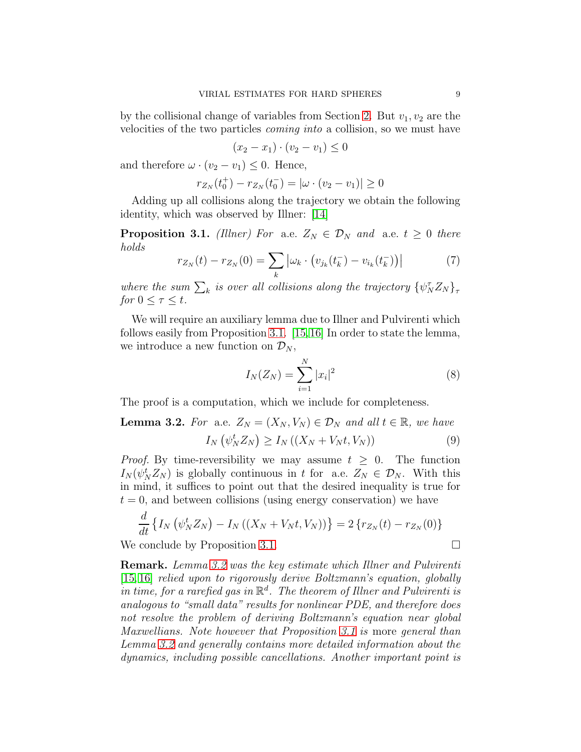by the collisional change of variables from Section 2. But $v_1, v_2$ are the velocities of the two particles *coming into* a collision, so we must have

$$(x_2 - x_1) \cdot (v_2 - v_1) \leq 0$$

and therefore $\omega \cdot (v_2 - v_1) \leq 0$. Hence,

$$r_{Z_N}(t_0^+) - r_{Z_N}(t_0^-) = |\omega \cdot (v_2 - v_1)| \geq 0$$

Adding up all collisions along the trajectory we obtain the following identity, which was observed by Illner: [14]

**Proposition 3.1.** *(Illner) For a.e. $Z_N \in \mathcal{D}_N$ and a.e. $t \geq 0$ there holds*

$$r_{Z_N}(t) - r_{Z_N}(0) = \sum_k \left| \omega_k \cdot \left( v_{j_k}(t_k^-) - v_{i_k}(t_k^-) \right) \right| \tag{7}$$

*where the sum $\sum_k$ is over all collisions along the trajectory $\{\psi_N^\tau Z_N\}_\tau$ for $0 \leq \tau \leq t$.*

We will require an auxiliary lemma due to Illner and Pulvirenti which follows easily from Proposition 3.1. [15,16] In order to state the lemma, we introduce a new function on $\mathcal{D}_N$,

$$I_N(Z_N) = \sum_{i=1}^N |x_i|^2 \tag{8}$$

The proof is a computation, which we include for completeness.

**Lemma 3.2.** *For a.e. $Z_N = (X_N, V_N) \in \mathcal{D}_N$ and all $t \in \mathbb{R}$, we have*

$$I_N\left(\psi_N^t Z_N\right) \geq I_N\left((X_N + V_N t, V_N)\right) \tag{9}$$

*Proof.* By time-reversibility we may assume $t \geq 0$. The function $I_N(\psi_N^t Z_N)$ is globally continuous in $t$ for a.e. $Z_N \in \mathcal{D}_N$. With this in mind, it suffices to point out that the desired inequality is true for $t = 0$, and between collisions (using energy conservation) we have

$$\frac{d}{dt}\left\{ I_N\left(\psi_N^t Z_N\right) - I_N\left((X_N + V_N t, V_N)\right)\right\} = 2\left\{ r_{Z_N}(t) - r_{Z_N}(0)\right\}$$

We conclude by Proposition 3.1. □

**Remark.** *Lemma 3.2 was the key estimate which Illner and Pulvirenti [15, 16] relied upon to rigorously derive Boltzmann's equation, globally in time, for a rarefied gas in $\mathbb{R}^d$. The theorem of Illner and Pulvirenti is analogous to "small data" results for nonlinear PDE, and therefore does not resolve the problem of deriving Boltzmann's equation near global Maxwellians. Note however that Proposition 3.1 is* more *general than Lemma 3.2 and generally contains more detailed information about the dynamics, including possible cancellations. Another important point is*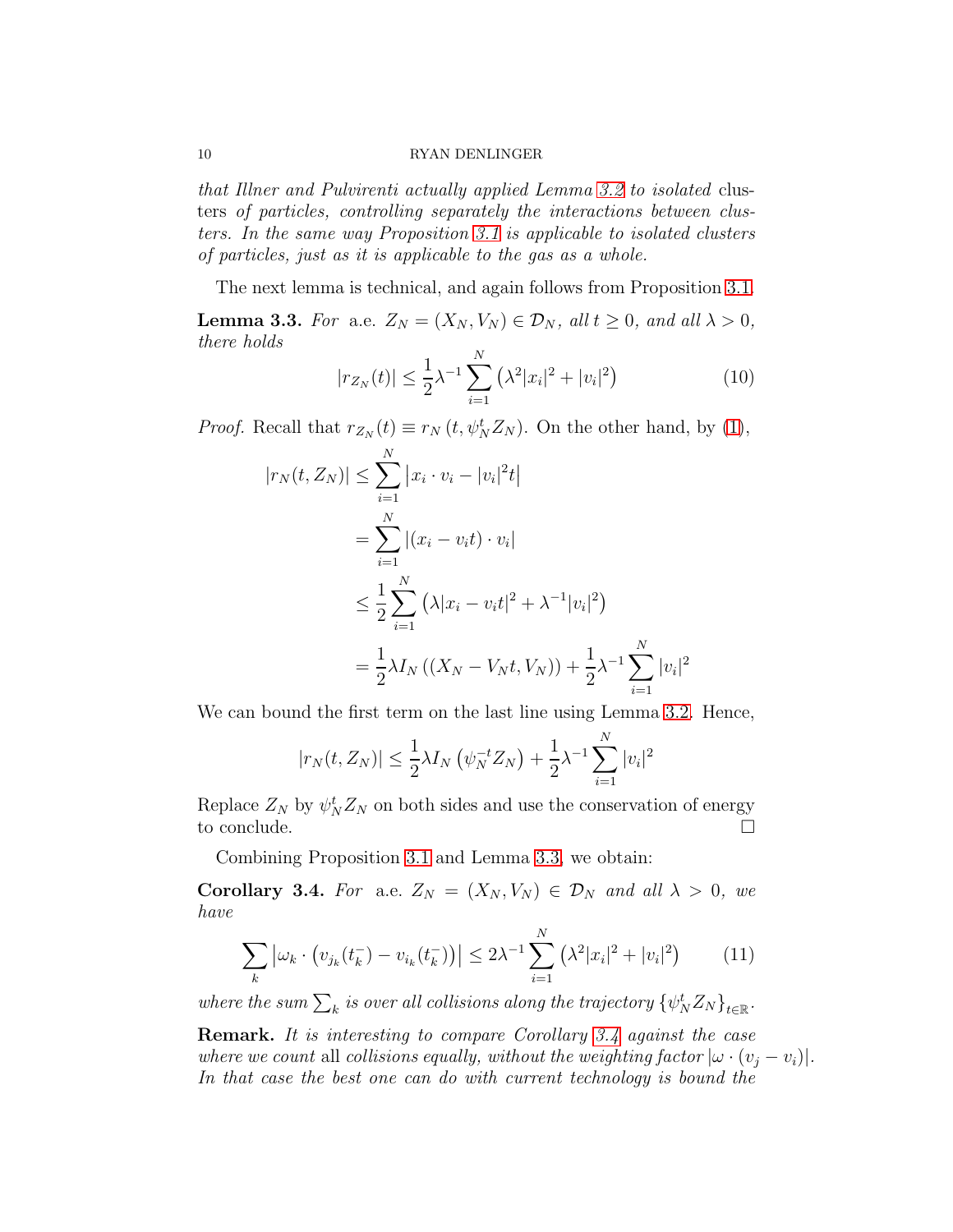*that Illner and Pulvirenti actually applied Lemma 3.2 to isolated* clusters *of particles, controlling separately the interactions between clusters. In the same way Proposition 3.1 is applicable to isolated clusters of particles, just as it is applicable to the gas as a whole.*

The next lemma is technical, and again follows from Proposition 3.1.

**Lemma 3.3.** *For* a.e. $Z_N = (X_N, V_N) \in \mathcal{D}_N$*, all* $t \geq 0$*, and all* $\lambda > 0$*, there holds*

$$|r_{Z_N}(t)| \leq \frac{1}{2}\lambda^{-1}\sum_{i=1}^{N}\left(\lambda^2|x_i|^2 + |v_i|^2\right) \tag{10}$$

*Proof.* Recall that $r_{Z_N}(t) \equiv r_N\left(t, \psi_N^t Z_N\right)$. On the other hand, by (1),

$$\begin{aligned}
|r_N(t, Z_N)| &\leq \sum_{i=1}^{N}\left|x_i \cdot v_i - |v_i|^2 t\right| \\
&= \sum_{i=1}^{N}\left|(x_i - v_i t)\cdot v_i\right| \\
&\leq \frac{1}{2}\sum_{i=1}^{N}\left(\lambda|x_i - v_i t|^2 + \lambda^{-1}|v_i|^2\right) \\
&= \frac{1}{2}\lambda I_N\left((X_N - V_N t, V_N)\right) + \frac{1}{2}\lambda^{-1}\sum_{i=1}^{N}|v_i|^2
\end{aligned}$$

We can bound the first term on the last line using Lemma 3.2. Hence,

$$|r_N(t, Z_N)| \leq \frac{1}{2}\lambda I_N\left(\psi_N^{-t} Z_N\right) + \frac{1}{2}\lambda^{-1}\sum_{i=1}^{N}|v_i|^2$$

Replace $Z_N$ by $\psi_N^t Z_N$ on both sides and use the conservation of energy to conclude. $\square$

Combining Proposition 3.1 and Lemma 3.3, we obtain:

**Corollary 3.4.** *For* a.e. $Z_N = (X_N, V_N) \in \mathcal{D}_N$ *and all* $\lambda > 0$*, we have*

$$\sum_k \left|\omega_k \cdot \left(v_{j_k}(t_k^-) - v_{i_k}(t_k^-)\right)\right| \leq 2\lambda^{-1}\sum_{i=1}^{N}\left(\lambda^2|x_i|^2 + |v_i|^2\right) \tag{11}$$

*where the sum* $\sum_k$ *is over all collisions along the trajectory* $\{\psi_N^t Z_N\}_{t\in\mathbb{R}}$*.*

**Remark.** *It is interesting to compare Corollary 3.4 against the case where we count* all *collisions equally, without the weighting factor* $|\omega \cdot (v_j - v_i)|$*. In that case the best one can do with current technology is bound the*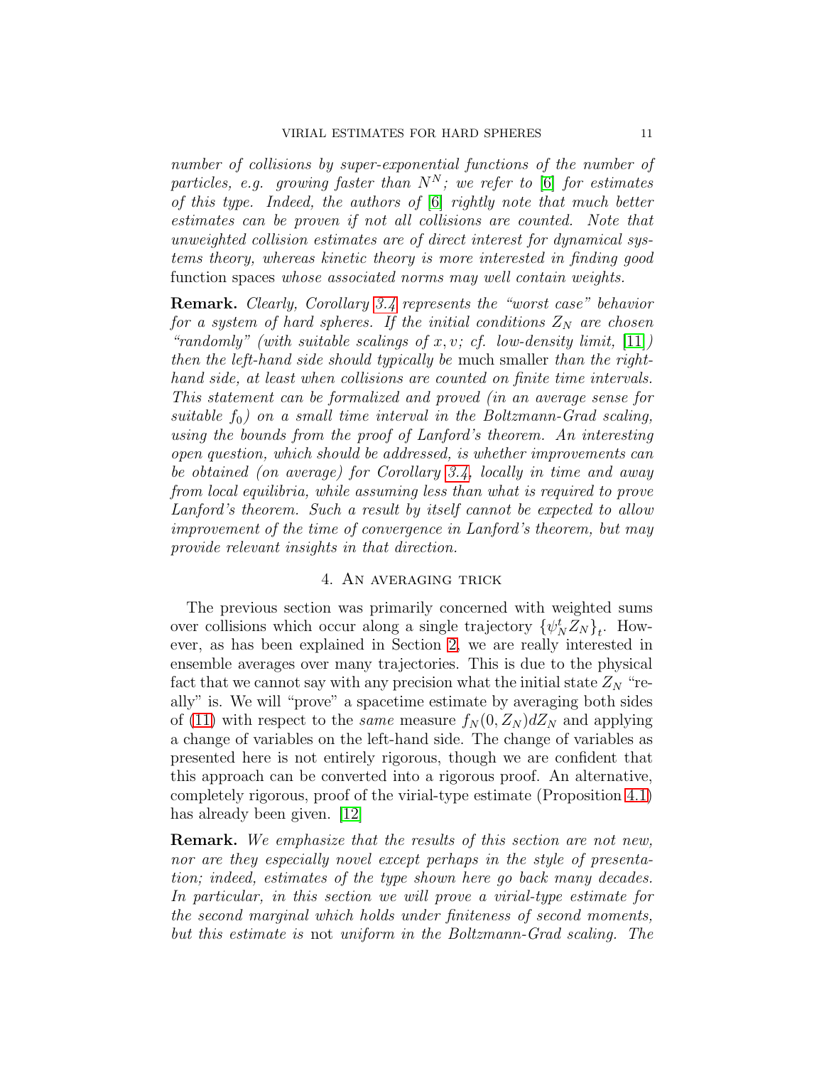*number of collisions by super-exponential functions of the number of particles, e.g. growing faster than $N^N$; we refer to [6] for estimates of this type. Indeed, the authors of [6] rightly note that much better estimates can be proven if not all collisions are counted. Note that unweighted collision estimates are of direct interest for dynamical systems theory, whereas kinetic theory is more interested in finding good* function spaces *whose associated norms may well contain weights.*

**Remark.** *Clearly, Corollary 3.4 represents the "worst case" behavior for a system of hard spheres. If the initial conditions $Z_N$ are chosen "randomly" (with suitable scalings of $x, v$; cf. low-density limit, [11]) then the left-hand side should typically be* much smaller *than the right-hand side, at least when collisions are counted on finite time intervals. This statement can be formalized and proved (in an average sense for suitable $f_0$) on a small time interval in the Boltzmann-Grad scaling, using the bounds from the proof of Lanford's theorem. An interesting open question, which should be addressed, is whether improvements can be obtained (on average) for Corollary 3.4, locally in time and away from local equilibria, while assuming less than what is required to prove Lanford's theorem. Such a result by itself cannot be expected to allow improvement of the time of convergence in Lanford's theorem, but may provide relevant insights in that direction.*

## 4. An averaging trick

The previous section was primarily concerned with weighted sums over collisions which occur along a single trajectory $\{\psi_N^t Z_N\}_t$. However, as has been explained in Section 2, we are really interested in ensemble averages over many trajectories. This is due to the physical fact that we cannot say with any precision what the initial state $Z_N$ "really" is. We will "prove" a spacetime estimate by averaging both sides of (11) with respect to the *same* measure $f_N(0, Z_N)dZ_N$ and applying a change of variables on the left-hand side. The change of variables as presented here is not entirely rigorous, though we are confident that this approach can be converted into a rigorous proof. An alternative, completely rigorous, proof of the virial-type estimate (Proposition 4.1) has already been given. [12]

**Remark.** *We emphasize that the results of this section are not new, nor are they especially novel except perhaps in the style of presentation; indeed, estimates of the type shown here go back many decades. In particular, in this section we will prove a virial-type estimate for the second marginal which holds under finiteness of second moments, but this estimate is* not *uniform in the Boltzmann-Grad scaling. The*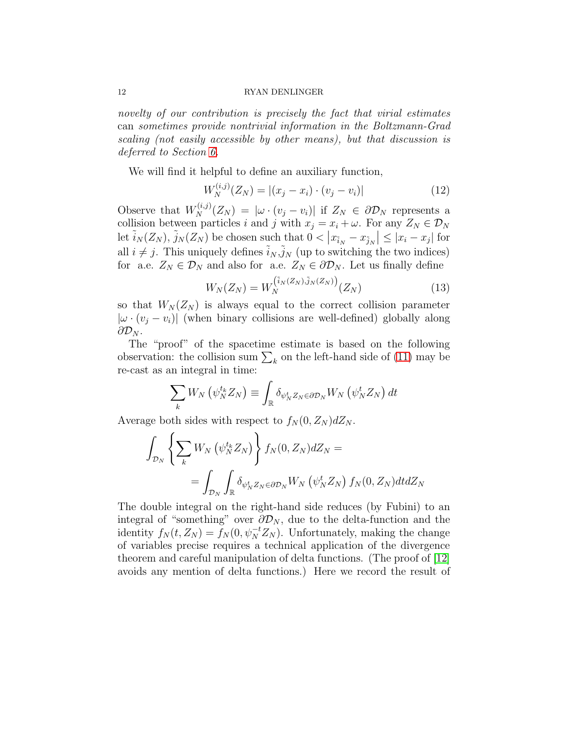*novelty of our contribution is precisely the fact that virial estimates* can *sometimes provide nontrivial information in the Boltzmann-Grad scaling (not easily accessible by other means), but that discussion is deferred to Section 6.*

We will find it helpful to define an auxiliary function,

$$W_N^{(i,j)}(Z_N) = |(x_j - x_i) \cdot (v_j - v_i)| \tag{12}$$

Observe that $W_N^{(i,j)}(Z_N) = |\omega \cdot (v_j - v_i)|$ if $Z_N \in \partial \mathcal{D}_N$ represents a collision between particles $i$ and $j$ with $x_j = x_i + \omega$. For any $Z_N \in \mathcal{D}_N$ let $\tilde{i}_N(Z_N)$, $\tilde{j}_N(Z_N)$ be chosen such that $0 < \left| x_{\tilde{i}_N} - x_{\tilde{j}_N} \right| \leq |x_i - x_j|$ for all $i \neq j$. This uniquely defines $\tilde{i}_N$,$\tilde{j}_N$ (up to switching the two indices) for a.e. $Z_N \in \mathcal{D}_N$ and also for a.e. $Z_N \in \partial \mathcal{D}_N$. Let us finally define

$$W_N(Z_N) = W_N^{\left(\tilde{i}_N(Z_N), \tilde{j}_N(Z_N)\right)}(Z_N) \tag{13}$$

so that $W_N(Z_N)$ is always equal to the correct collision parameter $|\omega \cdot (v_j - v_i)|$ (when binary collisions are well-defined) globally along $\partial \mathcal{D}_N$.

The "proof" of the spacetime estimate is based on the following observation: the collision sum $\sum_k$ on the left-hand side of (11) may be re-cast as an integral in time:

$$\sum_k W_N\left(\psi_N^{t_k} Z_N\right) \equiv \int_{\mathbb{R}} \delta_{\psi_N^t Z_N \in \partial \mathcal{D}_N} W_N\left(\psi_N^t Z_N\right) dt$$

Average both sides with respect to $f_N(0, Z_N) dZ_N$.

$$\int_{\mathcal{D}_N} \left\{ \sum_k W_N\left(\psi_N^{t_k} Z_N\right) \right\} f_N(0, Z_N) dZ_N =$$
$$= \int_{\mathcal{D}_N} \int_{\mathbb{R}} \delta_{\psi_N^t Z_N \in \partial \mathcal{D}_N} W_N\left(\psi_N^t Z_N\right) f_N(0, Z_N) dt dZ_N$$

The double integral on the right-hand side reduces (by Fubini) to an integral of "something" over $\partial \mathcal{D}_N$, due to the delta-function and the identity $f_N(t, Z_N) = f_N(0, \psi_N^{-t} Z_N)$. Unfortunately, making the change of variables precise requires a technical application of the divergence theorem and careful manipulation of delta functions. (The proof of [12] avoids any mention of delta functions.) Here we record the result of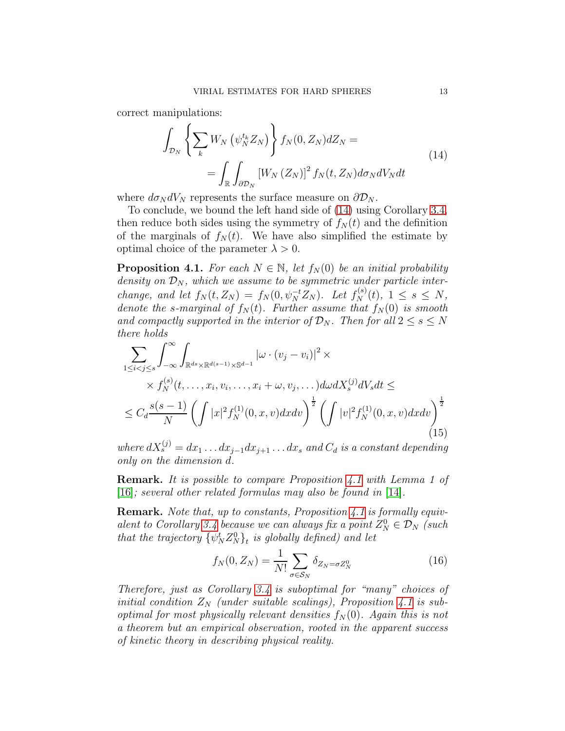correct manipulations:

$$
\begin{aligned}
\int_{\mathcal{D}_N} \left\{ \sum_k W_N\left(\psi_N^{t_k} Z_N\right) \right\} f_N(0, Z_N) dZ_N = \\
= \int_{\mathbb{R}} \int_{\partial \mathcal{D}_N} \left[ W_N\left(Z_N\right) \right]^2 f_N(t, Z_N) d\sigma_N dV_N dt
\end{aligned}
\tag{14}
$$

where $d\sigma_N dV_N$ represents the surface measure on $\partial \mathcal{D}_N$.

To conclude, we bound the left hand side of (14) using Corollary 3.4, then reduce both sides using the symmetry of $f_N(t)$ and the definition of the marginals of $f_N(t)$. We have also simplified the estimate by optimal choice of the parameter $\lambda > 0$.

**Proposition 4.1.** *For each $N \in \mathbb{N}$, let $f_N(0)$ be an initial probability density on $\mathcal{D}_N$, which we assume to be symmetric under particle interchange, and let $f_N(t, Z_N) = f_N(0, \psi_N^{-t} Z_N)$. Let $f_N^{(s)}(t)$, $1 \leq s \leq N$, denote the $s$-marginal of $f_N(t)$. Further assume that $f_N(0)$ is smooth and compactly supported in the interior of $\mathcal{D}_N$. Then for all $2 \leq s \leq N$ there holds*

$$
\begin{aligned}
&\sum_{1 \leq i < j \leq s} \int_{-\infty}^{\infty} \int_{\mathbb{R}^{ds} \times \mathbb{R}^{d(s-1)} \times \mathbb{S}^{d-1}} \left| \omega \cdot (v_j - v_i) \right|^2 \times \\
&\qquad \times f_N^{(s)}(t, \dots, x_i, v_i, \dots, x_i + \omega, v_j, \dots) d\omega dX_s^{(j)} dV_s dt \leq \\
&\leq C_d \frac{s(s-1)}{N} \left( \int |x|^2 f_N^{(1)}(0, x, v) dx dv \right)^{\frac{1}{2}} \left( \int |v|^2 f_N^{(1)}(0, x, v) dx dv \right)^{\frac{1}{2}}
\end{aligned}
\tag{15}
$$

*where $dX_s^{(j)} = dx_1 \dots dx_{j-1} dx_{j+1} \dots dx_s$ and $C_d$ is a constant depending only on the dimension $d$.*

**Remark.** *It is possible to compare Proposition 4.1 with Lemma 1 of [16]; several other related formulas may also be found in [14].*

**Remark.** *Note that, up to constants, Proposition 4.1 is formally equivalent to Corollary 3.4 because we can always fix a point $Z_N^0 \in \mathcal{D}_N$ (such that the trajectory $\{\psi_N^t Z_N^0\}_t$ is globally defined) and let*

$$
f_N(0, Z_N) = \frac{1}{N!} \sum_{\sigma \in \mathcal{S}_N} \delta_{Z_N = \sigma Z_N^0}
\tag{16}
$$

*Therefore, just as Corollary 3.4 is suboptimal for "many" choices of initial condition $Z_N$ (under suitable scalings), Proposition 4.1 is suboptimal for most physically relevant densities $f_N(0)$. Again this is not a theorem but an empirical observation, rooted in the apparent success of kinetic theory in describing physical reality.*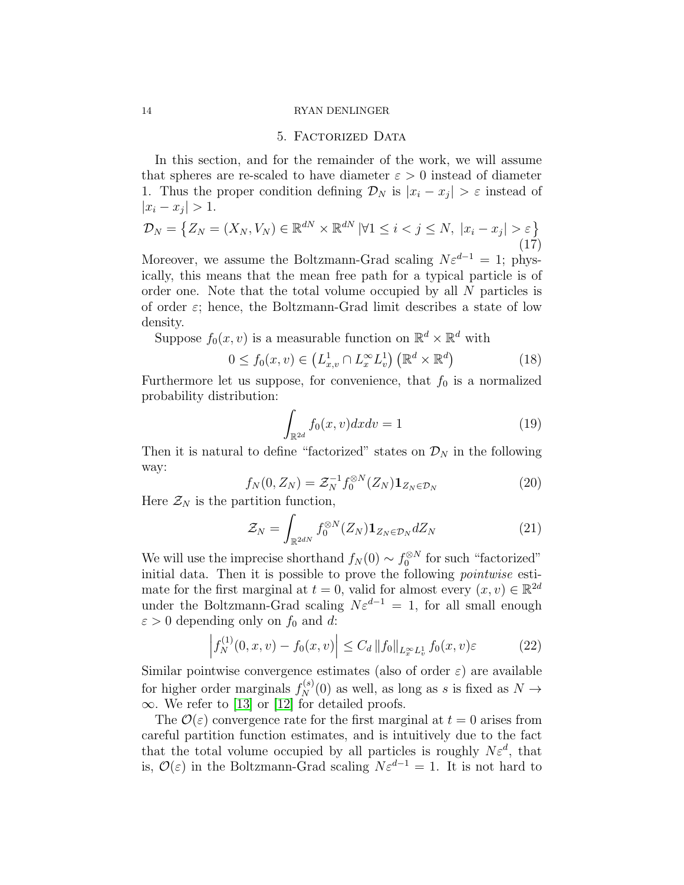## 5. Factorized Data

In this section, and for the remainder of the work, we will assume that spheres are re-scaled to have diameter $\varepsilon > 0$ instead of diameter 1. Thus the proper condition defining $\mathcal{D}_N$ is $|x_i - x_j| > \varepsilon$ instead of $|x_i - x_j| > 1$.

$$\mathcal{D}_N = \left\{ Z_N = (X_N, V_N) \in \mathbb{R}^{dN} \times \mathbb{R}^{dN} \,|\forall 1 \leq i < j \leq N, \; |x_i - x_j| > \varepsilon \right\} \tag{17}$$

Moreover, we assume the Boltzmann-Grad scaling $N\varepsilon^{d-1} = 1$; physically, this means that the mean free path for a typical particle is of order one. Note that the total volume occupied by all $N$ particles is of order $\varepsilon$; hence, the Boltzmann-Grad limit describes a state of low density.

Suppose $f_0(x, v)$ is a measurable function on $\mathbb{R}^d \times \mathbb{R}^d$ with

$$0 \leq f_0(x, v) \in \left( L^1_{x,v} \cap L^\infty_x L^1_v \right) \left( \mathbb{R}^d \times \mathbb{R}^d \right) \tag{18}$$

Furthermore let us suppose, for convenience, that $f_0$ is a normalized probability distribution:

$$\int_{\mathbb{R}^{2d}} f_0(x, v) dx dv = 1 \tag{19}$$

Then it is natural to define "factorized" states on $\mathcal{D}_N$ in the following way:

$$f_N(0, Z_N) = \mathcal{Z}_N^{-1} f_0^{\otimes N}(Z_N) \mathbf{1}_{Z_N \in \mathcal{D}_N} \tag{20}$$

Here $\mathcal{Z}_N$ is the partition function,

$$\mathcal{Z}_N = \int_{\mathbb{R}^{2dN}} f_0^{\otimes N}(Z_N) \mathbf{1}_{Z_N \in \mathcal{D}_N} dZ_N \tag{21}$$

We will use the imprecise shorthand $f_N(0) \sim f_0^{\otimes N}$ for such "factorized" initial data. Then it is possible to prove the following *pointwise* estimate for the first marginal at $t = 0$, valid for almost every $(x, v) \in \mathbb{R}^{2d}$ under the Boltzmann-Grad scaling $N\varepsilon^{d-1} = 1$, for all small enough $\varepsilon > 0$ depending only on $f_0$ and $d$:

$$\left| f_N^{(1)}(0, x, v) - f_0(x, v) \right| \leq C_d \left\| f_0 \right\|_{L^\infty_x L^1_v} f_0(x, v) \varepsilon \tag{22}$$

Similar pointwise convergence estimates (also of order $\varepsilon$) are available for higher order marginals $f_N^{(s)}(0)$ as well, as long as $s$ is fixed as $N \to \infty$. We refer to [13] or [12] for detailed proofs.

The $\mathcal{O}(\varepsilon)$ convergence rate for the first marginal at $t = 0$ arises from careful partition function estimates, and is intuitively due to the fact that the total volume occupied by all particles is roughly $N\varepsilon^d$, that is, $\mathcal{O}(\varepsilon)$ in the Boltzmann-Grad scaling $N\varepsilon^{d-1} = 1$. It is not hard to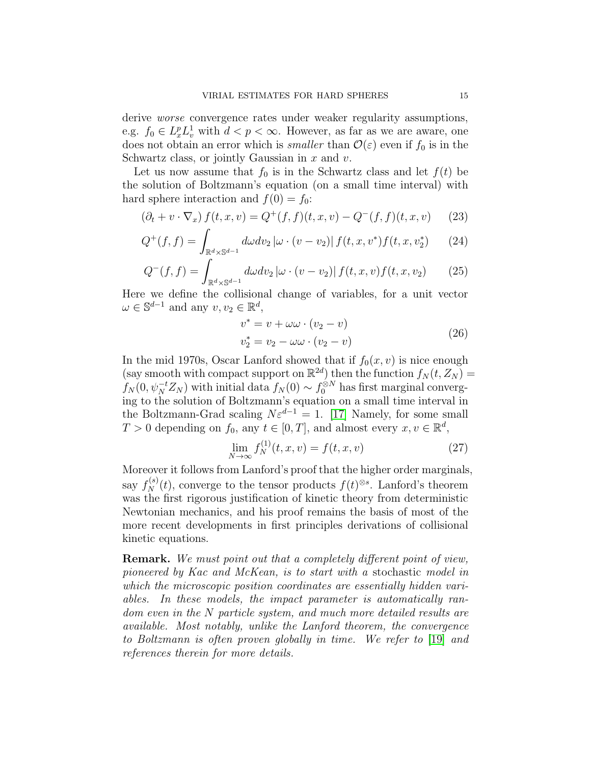derive *worse* convergence rates under weaker regularity assumptions, e.g. $f_0 \in L^p_x L^1_v$ with $d < p < \infty$. However, as far as we are aware, one does not obtain an error which is *smaller* than $\mathcal{O}(\varepsilon)$ even if $f_0$ is in the Schwartz class, or jointly Gaussian in $x$ and $v$.

Let us now assume that $f_0$ is in the Schwartz class and let $f(t)$ be the solution of Boltzmann's equation (on a small time interval) with hard sphere interaction and $f(0) = f_0$:

$$(\partial_t + v \cdot \nabla_x) f(t,x,v) = Q^+(f,f)(t,x,v) - Q^-(f,f)(t,x,v) \tag{23}$$

$$Q^+(f,f) = \int_{\mathbb{R}^d \times \mathbb{S}^{d-1}} d\omega dv_2 \, |\omega \cdot (v - v_2)| \, f(t,x,v^*) f(t,x,v_2^*) \tag{24}$$

$$Q^-(f,f) = \int_{\mathbb{R}^d \times \mathbb{S}^{d-1}} d\omega dv_2 \, |\omega \cdot (v - v_2)| \, f(t,x,v) f(t,x,v_2) \tag{25}$$

Here we define the collisional change of variables, for a unit vector $\omega \in \mathbb{S}^{d-1}$ and any $v, v_2 \in \mathbb{R}^d$,

$$\begin{aligned} v^* &= v + \omega\omega \cdot (v_2 - v) \\ v_2^* &= v_2 - \omega\omega \cdot (v_2 - v) \end{aligned} \tag{26}$$

In the mid 1970s, Oscar Lanford showed that if $f_0(x,v)$ is nice enough (say smooth with compact support on $\mathbb{R}^{2d}$) then the function $f_N(t, Z_N) = f_N(0, \psi_N^{-t} Z_N)$ with initial data $f_N(0) \sim f_0^{\otimes N}$ has first marginal converging to the solution of Boltzmann's equation on a small time interval in the Boltzmann-Grad scaling $N\varepsilon^{d-1} = 1$. [17] Namely, for some small $T > 0$ depending on $f_0$, any $t \in [0,T]$, and almost every $x, v \in \mathbb{R}^d$,

$$\lim_{N \to \infty} f_N^{(1)}(t,x,v) = f(t,x,v) \tag{27}$$

Moreover it follows from Lanford's proof that the higher order marginals, say $f_N^{(s)}(t)$, converge to the tensor products $f(t)^{\otimes s}$. Lanford's theorem was the first rigorous justification of kinetic theory from deterministic Newtonian mechanics, and his proof remains the basis of most of the more recent developments in first principles derivations of collisional kinetic equations.

**Remark.** *We must point out that a completely different point of view, pioneered by Kac and McKean, is to start with a* stochastic *model in which the microscopic position coordinates are essentially hidden variables. In these models, the impact parameter is automatically random even in the N particle system, and much more detailed results are available. Most notably, unlike the Lanford theorem, the convergence to Boltzmann is often proven globally in time. We refer to* [19] *and references therein for more details.*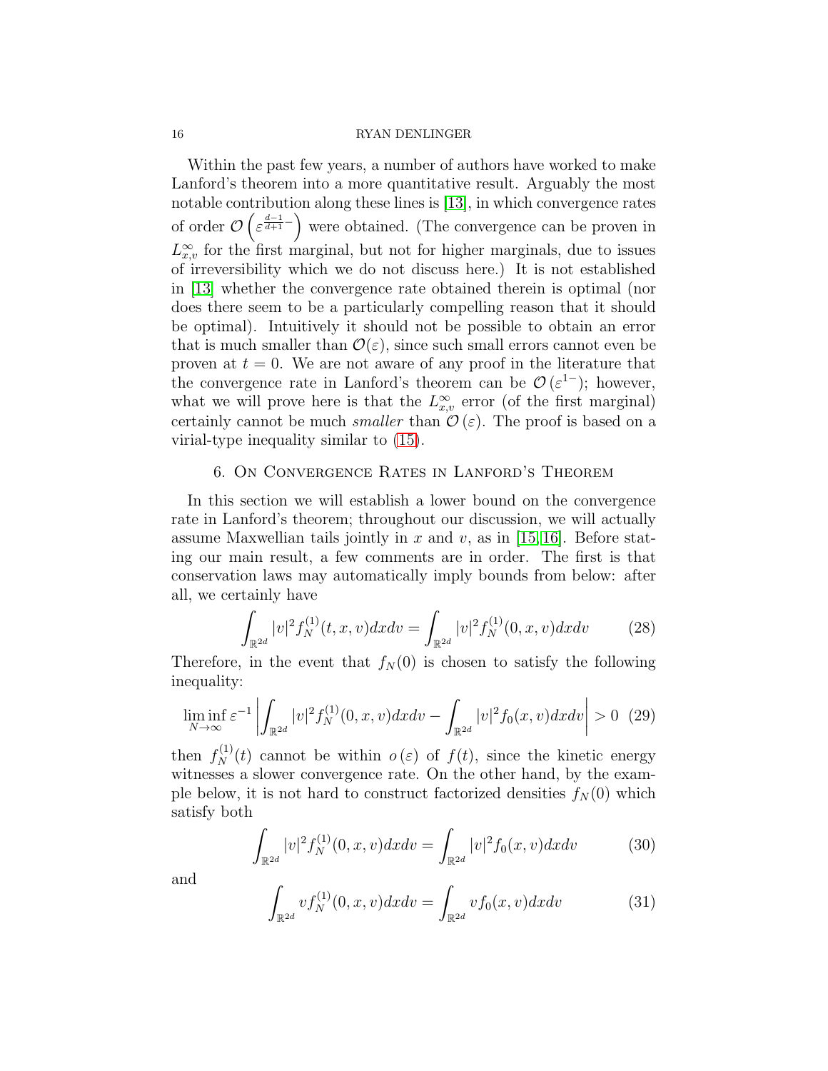Within the past few years, a number of authors have worked to make Lanford's theorem into a more quantitative result. Arguably the most notable contribution along these lines is [13], in which convergence rates of order $\mathcal{O}\left(\varepsilon^{\frac{d-1}{d+1}-}\right)$ were obtained. (The convergence can be proven in $L^\infty_{x,v}$ for the first marginal, but not for higher marginals, due to issues of irreversibility which we do not discuss here.) It is not established in [13] whether the convergence rate obtained therein is optimal (nor does there seem to be a particularly compelling reason that it should be optimal). Intuitively it should not be possible to obtain an error that is much smaller than $\mathcal{O}(\varepsilon)$, since such small errors cannot even be proven at $t = 0$. We are not aware of any proof in the literature that the convergence rate in Lanford's theorem can be $\mathcal{O}(\varepsilon^{1-})$; however, what we will prove here is that the $L^\infty_{x,v}$ error (of the first marginal) certainly cannot be much *smaller* than $\mathcal{O}(\varepsilon)$. The proof is based on a virial-type inequality similar to (15).

## 6. On Convergence Rates in Lanford's Theorem

In this section we will establish a lower bound on the convergence rate in Lanford's theorem; throughout our discussion, we will actually assume Maxwellian tails jointly in $x$ and $v$, as in [15,16]. Before stating our main result, a few comments are in order. The first is that conservation laws may automatically imply bounds from below: after all, we certainly have

$$\int_{\mathbb{R}^{2d}} |v|^2 f_N^{(1)}(t,x,v)dxdv = \int_{\mathbb{R}^{2d}} |v|^2 f_N^{(1)}(0,x,v)dxdv \tag{28}$$

Therefore, in the event that $f_N(0)$ is chosen to satisfy the following inequality:

$$\liminf_{N\to\infty} \varepsilon^{-1} \left| \int_{\mathbb{R}^{2d}} |v|^2 f_N^{(1)}(0,x,v)dxdv - \int_{\mathbb{R}^{2d}} |v|^2 f_0(x,v)dxdv \right| > 0 \tag{29}$$

then $f_N^{(1)}(t)$ cannot be within $o(\varepsilon)$ of $f(t)$, since the kinetic energy witnesses a slower convergence rate. On the other hand, by the example below, it is not hard to construct factorized densities $f_N(0)$ which satisfy both

$$\int_{\mathbb{R}^{2d}} |v|^2 f_N^{(1)}(0,x,v)dxdv = \int_{\mathbb{R}^{2d}} |v|^2 f_0(x,v)dxdv \tag{30}$$

and

$$\int_{\mathbb{R}^{2d}} v f_N^{(1)}(0,x,v)dxdv = \int_{\mathbb{R}^{2d}} v f_0(x,v)dxdv \tag{31}$$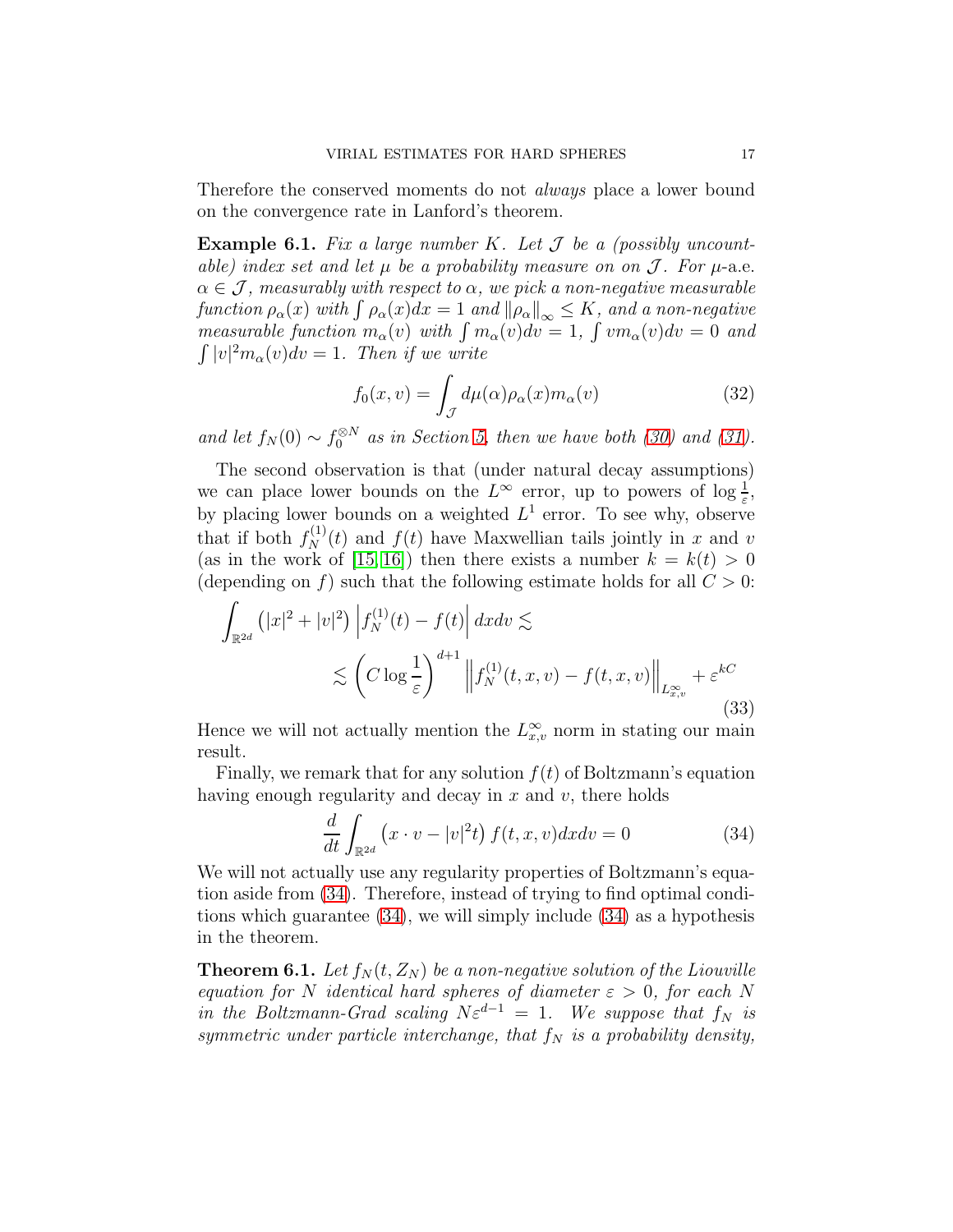Therefore the conserved moments do not *always* place a lower bound on the convergence rate in Lanford's theorem.

**Example 6.1.** *Fix a large number $K$. Let $\mathcal{J}$ be a (possibly uncountable) index set and let $\mu$ be a probability measure on on $\mathcal{J}$. For $\mu$-a.e. $\alpha \in \mathcal{J}$, measurably with respect to $\alpha$, we pick a non-negative measurable function $\rho_\alpha(x)$ with $\int \rho_\alpha(x)dx = 1$ and $\|\rho_\alpha\|_\infty \leq K$, and a non-negative measurable function $m_\alpha(v)$ with $\int m_\alpha(v)dv = 1$, $\int v m_\alpha(v)dv = 0$ and $\int |v|^2 m_\alpha(v)dv = 1$. Then if we write*

$$f_0(x,v) = \int_{\mathcal{J}} d\mu(\alpha)\rho_\alpha(x)m_\alpha(v) \tag{32}$$

*and let $f_N(0) \sim f_0^{\otimes N}$ as in Section 5, then we have both (30) and (31).*

The second observation is that (under natural decay assumptions) we can place lower bounds on the $L^\infty$ error, up to powers of $\log \frac{1}{\varepsilon}$, by placing lower bounds on a weighted $L^1$ error. To see why, observe that if both $f_N^{(1)}(t)$ and $f(t)$ have Maxwellian tails jointly in $x$ and $v$ (as in the work of [15, 16]) then there exists a number $k = k(t) > 0$ (depending on $f$) such that the following estimate holds for all $C > 0$:

$$\begin{aligned}\int_{\mathbb{R}^{2d}} \left(|x|^2 + |v|^2\right) \left| f_N^{(1)}(t) - f(t) \right| dxdv \lesssim \\ \lesssim \left( C \log \frac{1}{\varepsilon} \right)^{d+1} \left\| f_N^{(1)}(t,x,v) - f(t,x,v) \right\|_{L^\infty_{x,v}} + \varepsilon^{kC}\end{aligned} \tag{33}$$

Hence we will not actually mention the $L^\infty_{x,v}$ norm in stating our main result.

Finally, we remark that for any solution $f(t)$ of Boltzmann's equation having enough regularity and decay in $x$ and $v$, there holds

$$\frac{d}{dt} \int_{\mathbb{R}^{2d}} \left( x \cdot v - |v|^2 t \right) f(t,x,v) dxdv = 0 \tag{34}$$

We will not actually use any regularity properties of Boltzmann's equation aside from (34). Therefore, instead of trying to find optimal conditions which guarantee (34), we will simply include (34) as a hypothesis in the theorem.

**Theorem 6.1.** *Let $f_N(t, Z_N)$ be a non-negative solution of the Liouville equation for $N$ identical hard spheres of diameter $\varepsilon > 0$, for each $N$ in the Boltzmann-Grad scaling $N\varepsilon^{d-1} = 1$. We suppose that $f_N$ is symmetric under particle interchange, that $f_N$ is a probability density,*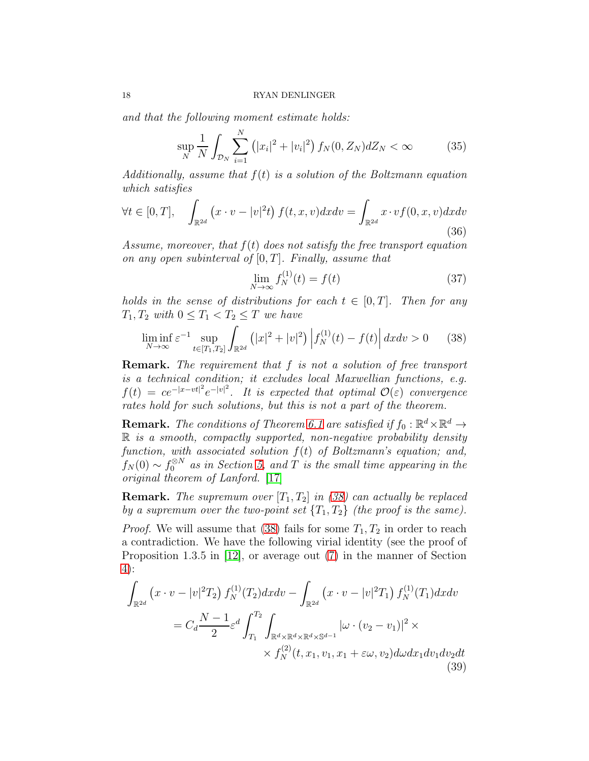*and that the following moment estimate holds:*

$$\sup_N \frac{1}{N} \int_{\mathcal{D}_N} \sum_{i=1}^N \left(|x_i|^2 + |v_i|^2\right) f_N(0, Z_N) dZ_N < \infty \tag{35}$$

*Additionally, assume that $f(t)$ is a solution of the Boltzmann equation which satisfies*

$$\forall t \in [0,T], \quad \int_{\mathbb{R}^{2d}} \left(x \cdot v - |v|^2 t\right) f(t,x,v) dx dv = \int_{\mathbb{R}^{2d}} x \cdot v f(0,x,v) dx dv \tag{36}$$

*Assume, moreover, that $f(t)$ does not satisfy the free transport equation on any open subinterval of $[0,T]$. Finally, assume that*

$$\lim_{N\to\infty} f_N^{(1)}(t) = f(t) \tag{37}$$

*holds in the sense of distributions for each $t \in [0,T]$. Then for any $T_1, T_2$ with $0 \leq T_1 < T_2 \leq T$ we have*

$$\liminf_{N\to\infty} \varepsilon^{-1} \sup_{t\in[T_1,T_2]} \int_{\mathbb{R}^{2d}} \left(|x|^2 + |v|^2\right) \left| f_N^{(1)}(t) - f(t) \right| dx dv > 0 \tag{38}$$

**Remark.** *The requirement that $f$ is not a solution of free transport is a technical condition; it excludes local Maxwellian functions, e.g. $f(t) = ce^{-|x-vt|^2} e^{-|v|^2}$. It is expected that optimal $\mathcal{O}(\varepsilon)$ convergence rates hold for such solutions, but this is not a part of the theorem.*

**Remark.** *The conditions of Theorem 6.1 are satisfied if $f_0 : \mathbb{R}^d \times \mathbb{R}^d \to \mathbb{R}$ is a smooth, compactly supported, non-negative probability density function, with associated solution $f(t)$ of Boltzmann's equation; and, $f_N(0) \sim f_0^{\otimes N}$ as in Section 5, and $T$ is the small time appearing in the original theorem of Lanford.* [17]

**Remark.** *The supremum over $[T_1, T_2]$ in (38) can actually be replaced by a supremum over the two-point set $\{T_1, T_2\}$ (the proof is the same).*

*Proof.* We will assume that (38) fails for some $T_1, T_2$ in order to reach a contradiction. We have the following virial identity (see the proof of Proposition 1.3.5 in [12], or average out (7) in the manner of Section 4):

$$\begin{aligned}
\int_{\mathbb{R}^{2d}} \left(x \cdot v - |v|^2 T_2\right) f_N^{(1)}(T_2) dx dv - \int_{\mathbb{R}^{2d}} \left(x \cdot v - |v|^2 T_1\right) f_N^{(1)}(T_1) dx dv \\
= C_d \frac{N-1}{2} \varepsilon^d \int_{T_1}^{T_2} \int_{\mathbb{R}^d\times\mathbb{R}^d\times\mathbb{R}^d\times\mathbb{S}^{d-1}} |\omega \cdot (v_2 - v_1)|^2 \times \\
\times f_N^{(2)}(t, x_1, v_1, x_1 + \varepsilon\omega, v_2) d\omega dx_1 dv_1 dv_2 dt
\end{aligned} \tag{39}$$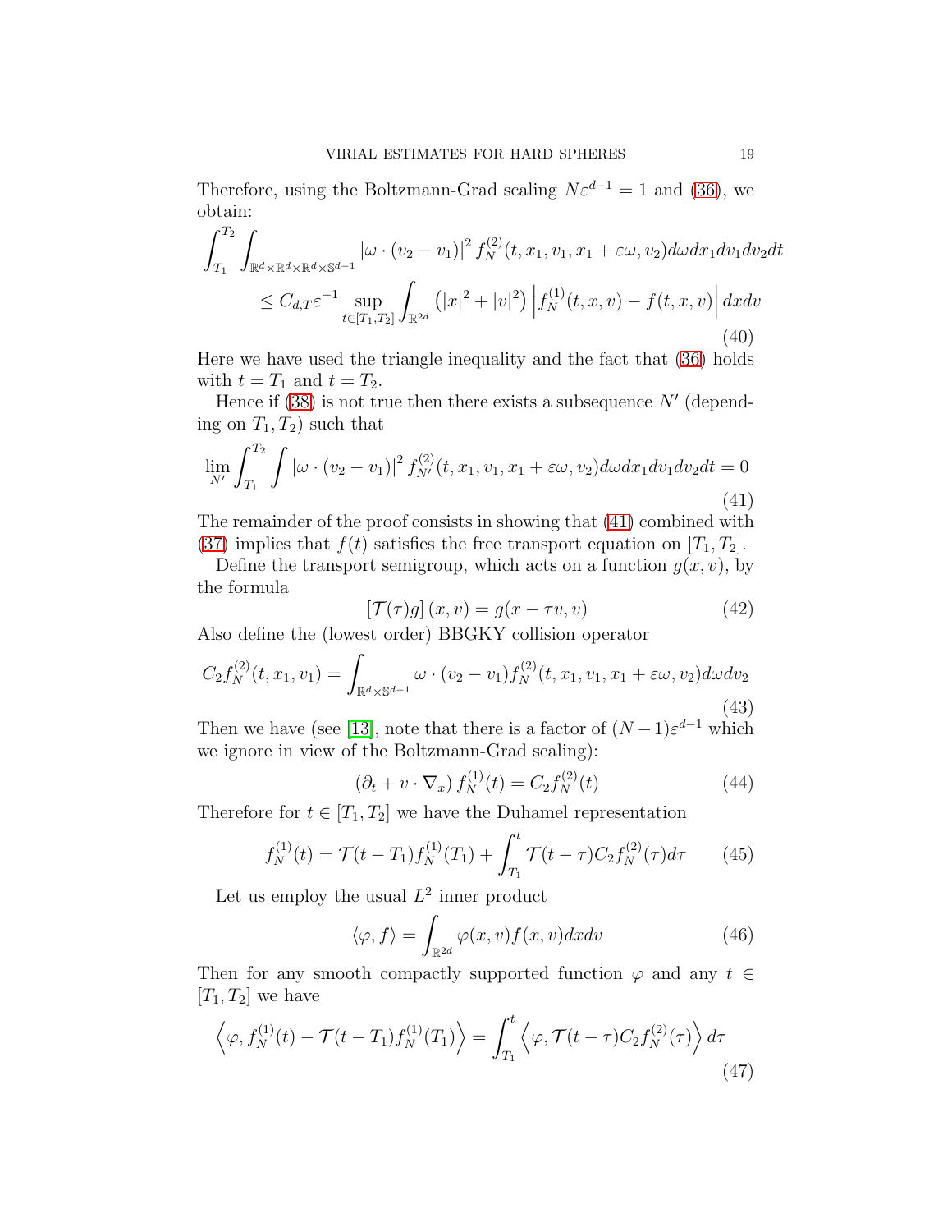Therefore, using the Boltzmann-Grad scaling $N\varepsilon^{d-1} = 1$ and (36), we obtain:

$$
\begin{aligned}
\int_{T_1}^{T_2} \int_{\mathbb{R}^d \times \mathbb{R}^d \times \mathbb{R}^d \times \mathbb{S}^{d-1}} & |\omega \cdot (v_2 - v_1)|^2 f_N^{(2)}(t, x_1, v_1, x_1 + \varepsilon\omega, v_2) d\omega dx_1 dv_1 dv_2 dt \\
& \leq C_{d,T} \varepsilon^{-1} \sup_{t \in [T_1, T_2]} \int_{\mathbb{R}^{2d}} \left(|x|^2 + |v|^2\right) \left| f_N^{(1)}(t, x, v) - f(t, x, v) \right| dx dv
\end{aligned} \tag{40}
$$

Here we have used the triangle inequality and the fact that (36) holds with $t = T_1$ and $t = T_2$.

Hence if (38) is not true then there exists a subsequence $N'$ (depending on $T_1, T_2$) such that

$$
\lim_{N'} \int_{T_1}^{T_2} \int |\omega \cdot (v_2 - v_1)|^2 f_{N'}^{(2)}(t, x_1, v_1, x_1 + \varepsilon\omega, v_2) d\omega dx_1 dv_1 dv_2 dt = 0 \tag{41}
$$

The remainder of the proof consists in showing that (41) combined with (37) implies that $f(t)$ satisfies the free transport equation on $[T_1, T_2]$.

Define the transport semigroup, which acts on a function $g(x, v)$, by the formula

$$
\left[\mathcal{T}(\tau) g\right](x, v) = g(x - \tau v, v) \tag{42}
$$

Also define the (lowest order) BBGKY collision operator

$$
C_2 f_N^{(2)}(t, x_1, v_1) = \int_{\mathbb{R}^d \times \mathbb{S}^{d-1}} \omega \cdot (v_2 - v_1) f_N^{(2)}(t, x_1, v_1, x_1 + \varepsilon\omega, v_2) d\omega dv_2 \tag{43}
$$

Then we have (see [13], note that there is a factor of $(N-1)\varepsilon^{d-1}$ which we ignore in view of the Boltzmann-Grad scaling):

$$
\left(\partial_t + v \cdot \nabla_x\right) f_N^{(1)}(t) = C_2 f_N^{(2)}(t) \tag{44}
$$

Therefore for $t \in [T_1, T_2]$ we have the Duhamel representation

$$
f_N^{(1)}(t) = \mathcal{T}(t - T_1) f_N^{(1)}(T_1) + \int_{T_1}^{t} \mathcal{T}(t - \tau) C_2 f_N^{(2)}(\tau) d\tau \tag{45}
$$

Let us employ the usual $L^2$ inner product

$$
\langle \varphi, f \rangle = \int_{\mathbb{R}^{2d}} \varphi(x, v) f(x, v) dx dv \tag{46}
$$

Then for any smooth compactly supported function $\varphi$ and any $t \in [T_1, T_2]$ we have

$$
\left\langle \varphi, f_N^{(1)}(t) - \mathcal{T}(t - T_1) f_N^{(1)}(T_1) \right\rangle = \int_{T_1}^{t} \left\langle \varphi, \mathcal{T}(t - \tau) C_2 f_N^{(2)}(\tau) \right\rangle d\tau \tag{47}
$$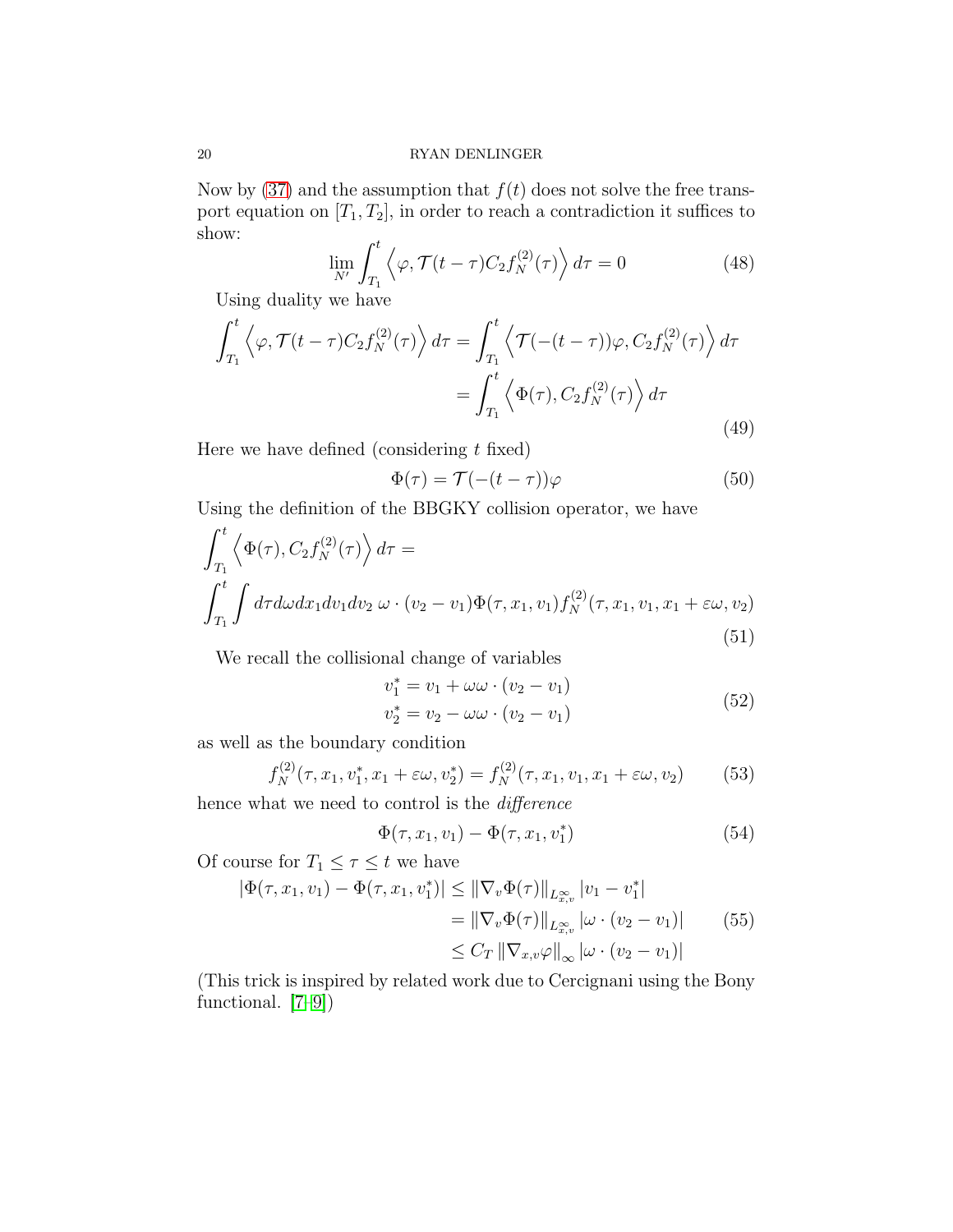Now by (37) and the assumption that $f(t)$ does not solve the free transport equation on $[T_1, T_2]$, in order to reach a contradiction it suffices to show:

$$\lim_{N'} \int_{T_1}^{t} \left\langle \varphi, \mathcal{T}(t-\tau) C_2 f_N^{(2)}(\tau) \right\rangle d\tau = 0 \tag{48}$$

Using duality we have

$$\begin{aligned}
\int_{T_1}^{t} \left\langle \varphi, \mathcal{T}(t-\tau) C_2 f_N^{(2)}(\tau) \right\rangle d\tau &= \int_{T_1}^{t} \left\langle \mathcal{T}(-(t-\tau))\varphi, C_2 f_N^{(2)}(\tau) \right\rangle d\tau \\
&= \int_{T_1}^{t} \left\langle \Phi(\tau), C_2 f_N^{(2)}(\tau) \right\rangle d\tau
\end{aligned} \tag{49}$$

Here we have defined (considering $t$ fixed)

$$\Phi(\tau) = \mathcal{T}(-(t-\tau))\varphi \tag{50}$$

Using the definition of the BBGKY collision operator, we have

$$\begin{aligned}
&\int_{T_1}^{t} \left\langle \Phi(\tau), C_2 f_N^{(2)}(\tau) \right\rangle d\tau = \\
&\int_{T_1}^{t} \int d\tau d\omega dx_1 dv_1 dv_2 \; \omega \cdot (v_2 - v_1) \Phi(\tau, x_1, v_1) f_N^{(2)}(\tau, x_1, v_1, x_1 + \varepsilon\omega, v_2)
\end{aligned} \tag{51}$$

We recall the collisional change of variables

$$\begin{aligned}
v_1^* &= v_1 + \omega\omega \cdot (v_2 - v_1) \\
v_2^* &= v_2 - \omega\omega \cdot (v_2 - v_1)
\end{aligned} \tag{52}$$

as well as the boundary condition

$$f_N^{(2)}(\tau, x_1, v_1^*, x_1 + \varepsilon\omega, v_2^*) = f_N^{(2)}(\tau, x_1, v_1, x_1 + \varepsilon\omega, v_2) \tag{53}$$

hence what we need to control is the *difference*

$$\Phi(\tau, x_1, v_1) - \Phi(\tau, x_1, v_1^*) \tag{54}$$

Of course for $T_1 \leq \tau \leq t$ we have

$$\begin{aligned}
|\Phi(\tau, x_1, v_1) - \Phi(\tau, x_1, v_1^*)| &\leq \|\nabla_v \Phi(\tau)\|_{L^\infty_{x,v}} |v_1 - v_1^*| \\
&= \|\nabla_v \Phi(\tau)\|_{L^\infty_{x,v}} |\omega \cdot (v_2 - v_1)| \\
&\leq C_T \|\nabla_{x,v} \varphi\|_\infty |\omega \cdot (v_2 - v_1)|
\end{aligned} \tag{55}$$

(This trick is inspired by related work due to Cercignani using the Bony functional. [7–9])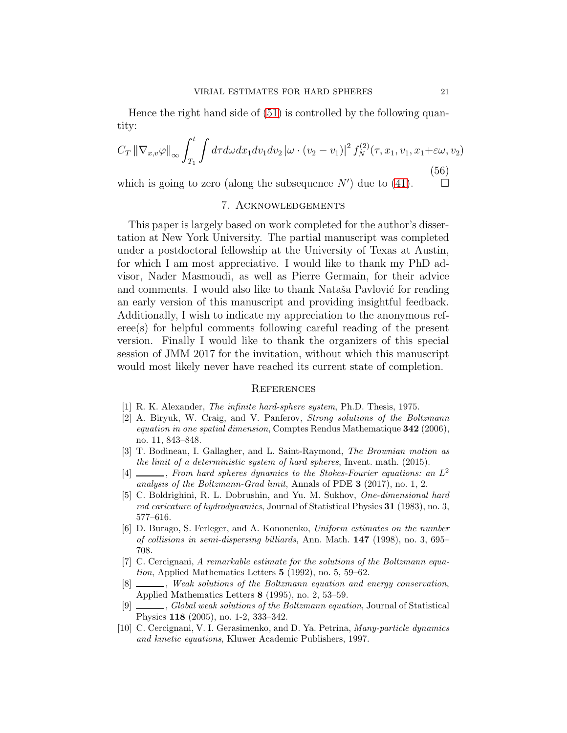Hence the right hand side of (51) is controlled by the following quantity:

$$
C_T \left\| \nabla_{x,v} \varphi \right\|_{\infty} \int_{T_1}^{t} \int d\tau d\omega dx_1 dv_1 dv_2 \left| \omega \cdot (v_2 - v_1) \right|^2 f_N^{(2)}(\tau, x_1, v_1, x_1 + \varepsilon \omega, v_2) \tag{56}
$$

which is going to zero (along the subsequence $N'$) due to (41). $\square$

## 7. Acknowledgements

This paper is largely based on work completed for the author's dissertation at New York University. The partial manuscript was completed under a postdoctoral fellowship at the University of Texas at Austin, for which I am most appreciative. I would like to thank my PhD advisor, Nader Masmoudi, as well as Pierre Germain, for their advice and comments. I would also like to thank Nataša Pavlović for reading an early version of this manuscript and providing insightful feedback. Additionally, I wish to indicate my appreciation to the anonymous referee(s) for helpful comments following careful reading of the present version. Finally I would like to thank the organizers of this special session of JMM 2017 for the invitation, without which this manuscript would most likely never have reached its current state of completion.

## References

[1] R. K. Alexander, *The infinite hard-sphere system*, Ph.D. Thesis, 1975.

[2] A. Biryuk, W. Craig, and V. Panferov, *Strong solutions of the Boltzmann equation in one spatial dimension*, Comptes Rendus Mathematique **342** (2006), no. 11, 843–848.

[3] T. Bodineau, I. Gallagher, and L. Saint-Raymond, *The Brownian motion as the limit of a deterministic system of hard spheres*, Invent. math. (2015).

[4] ______, *From hard spheres dynamics to the Stokes-Fourier equations: an $L^2$ analysis of the Boltzmann-Grad limit*, Annals of PDE **3** (2017), no. 1, 2.

[5] C. Boldrighini, R. L. Dobrushin, and Yu. M. Sukhov, *One-dimensional hard rod caricature of hydrodynamics*, Journal of Statistical Physics **31** (1983), no. 3, 577–616.

[6] D. Burago, S. Ferleger, and A. Kononenko, *Uniform estimates on the number of collisions in semi-dispersing billiards*, Ann. Math. **147** (1998), no. 3, 695–708.

[7] C. Cercignani, *A remarkable estimate for the solutions of the Boltzmann equation*, Applied Mathematics Letters **5** (1992), no. 5, 59–62.

[8] ______, *Weak solutions of the Boltzmann equation and energy conservation*, Applied Mathematics Letters **8** (1995), no. 2, 53–59.

[9] ______, *Global weak solutions of the Boltzmann equation*, Journal of Statistical Physics **118** (2005), no. 1-2, 333–342.

[10] C. Cercignani, V. I. Gerasimenko, and D. Ya. Petrina, *Many-particle dynamics and kinetic equations*, Kluwer Academic Publishers, 1997.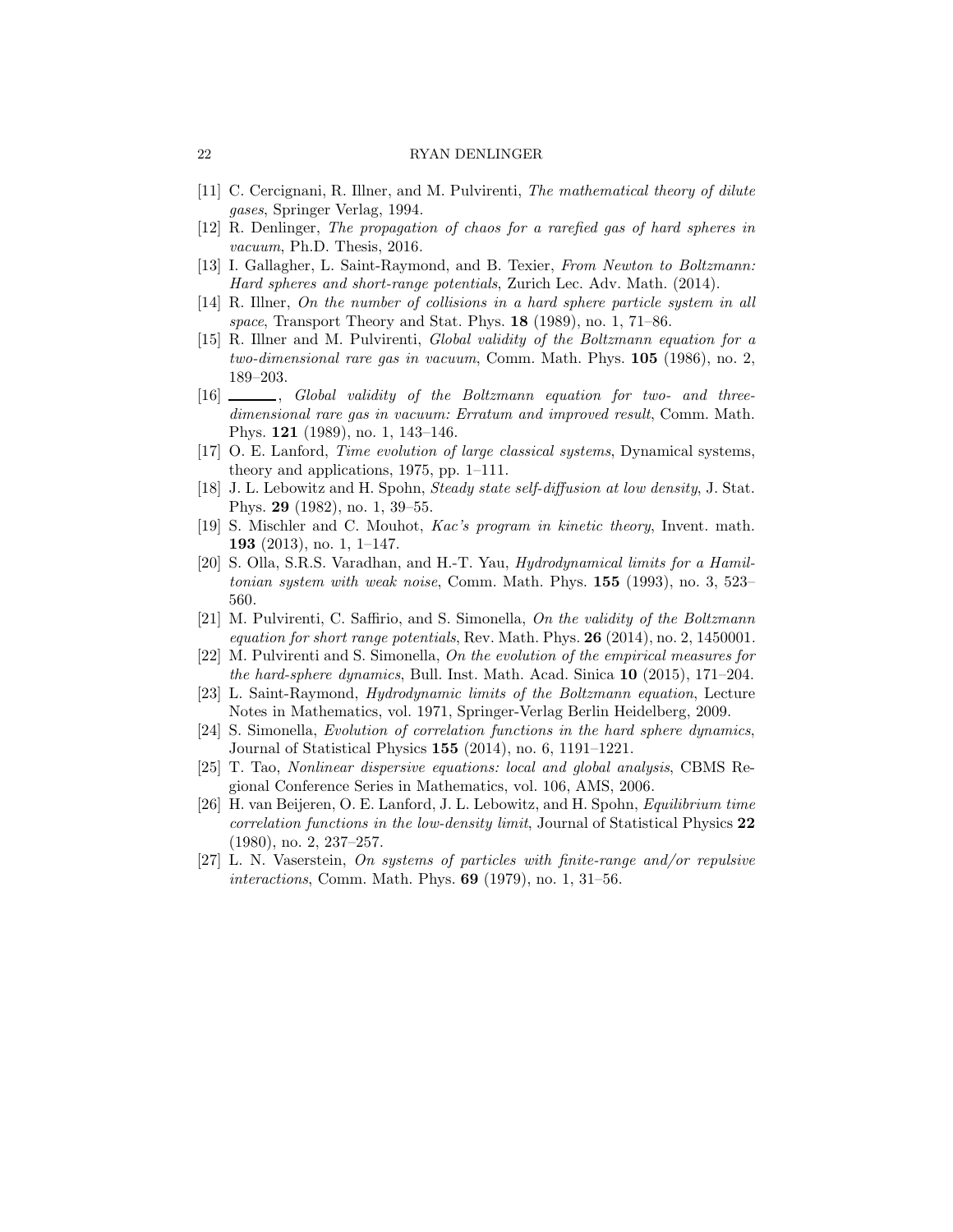[11] C. Cercignani, R. Illner, and M. Pulvirenti, *The mathematical theory of dilute gases*, Springer Verlag, 1994.

[12] R. Denlinger, *The propagation of chaos for a rarefied gas of hard spheres in vacuum*, Ph.D. Thesis, 2016.

[13] I. Gallagher, L. Saint-Raymond, and B. Texier, *From Newton to Boltzmann: Hard spheres and short-range potentials*, Zurich Lec. Adv. Math. (2014).

[14] R. Illner, *On the number of collisions in a hard sphere particle system in all space*, Transport Theory and Stat. Phys. **18** (1989), no. 1, 71–86.

[15] R. Illner and M. Pulvirenti, *Global validity of the Boltzmann equation for a two-dimensional rare gas in vacuum*, Comm. Math. Phys. **105** (1986), no. 2, 189–203.

[16] ______, *Global validity of the Boltzmann equation for two- and three-dimensional rare gas in vacuum: Erratum and improved result*, Comm. Math. Phys. **121** (1989), no. 1, 143–146.

[17] O. E. Lanford, *Time evolution of large classical systems*, Dynamical systems, theory and applications, 1975, pp. 1–111.

[18] J. L. Lebowitz and H. Spohn, *Steady state self-diffusion at low density*, J. Stat. Phys. **29** (1982), no. 1, 39–55.

[19] S. Mischler and C. Mouhot, *Kac's program in kinetic theory*, Invent. math. **193** (2013), no. 1, 1–147.

[20] S. Olla, S.R.S. Varadhan, and H.-T. Yau, *Hydrodynamical limits for a Hamiltonian system with weak noise*, Comm. Math. Phys. **155** (1993), no. 3, 523–560.

[21] M. Pulvirenti, C. Saffirio, and S. Simonella, *On the validity of the Boltzmann equation for short range potentials*, Rev. Math. Phys. **26** (2014), no. 2, 1450001.

[22] M. Pulvirenti and S. Simonella, *On the evolution of the empirical measures for the hard-sphere dynamics*, Bull. Inst. Math. Acad. Sinica **10** (2015), 171–204.

[23] L. Saint-Raymond, *Hydrodynamic limits of the Boltzmann equation*, Lecture Notes in Mathematics, vol. 1971, Springer-Verlag Berlin Heidelberg, 2009.

[24] S. Simonella, *Evolution of correlation functions in the hard sphere dynamics*, Journal of Statistical Physics **155** (2014), no. 6, 1191–1221.

[25] T. Tao, *Nonlinear dispersive equations: local and global analysis*, CBMS Regional Conference Series in Mathematics, vol. 106, AMS, 2006.

[26] H. van Beijeren, O. E. Lanford, J. L. Lebowitz, and H. Spohn, *Equilibrium time correlation functions in the low-density limit*, Journal of Statistical Physics **22** (1980), no. 2, 237–257.

[27] L. N. Vaserstein, *On systems of particles with finite-range and/or repulsive interactions*, Comm. Math. Phys. **69** (1979), no. 1, 31–56.